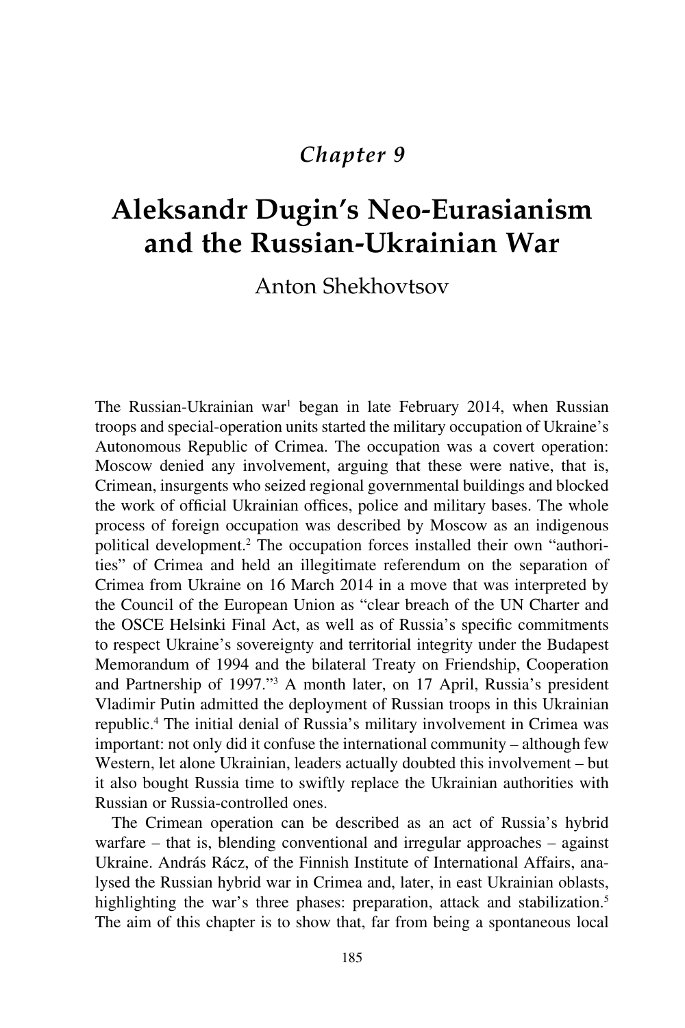*Chapter 9*

# Aleksandr Dugin's Neo-Eurasianism and the Russian-Ukrainian War

Anton Shekhovtsov

The Russian-Ukrainian war[1] began in late February 2014, when Russian troops and special-operation units started the military occupation of Ukraine's Autonomous Republic of Crimea. The occupation was a covert operation: Moscow denied any involvement, arguing that these were native, that is, Crimean, insurgents who seized regional governmental buildings and blocked the work of official Ukrainian offices, police and military bases. The whole process of foreign occupation was described by Moscow as an indigenous political development.[2] The occupation forces installed their own "authorities" of Crimea and held an illegitimate referendum on the separation of Crimea from Ukraine on 16 March 2014 in a move that was interpreted by the Council of the European Union as "clear breach of the UN Charter and the OSCE Helsinki Final Act, as well as of Russia's specific commitments to respect Ukraine's sovereignty and territorial integrity under the Budapest Memorandum of 1994 and the bilateral Treaty on Friendship, Cooperation and Partnership of 1997."[3] A month later, on 17 April, Russia's president Vladimir Putin admitted the deployment of Russian troops in this Ukrainian republic.[4] The initial denial of Russia's military involvement in Crimea was important: not only did it confuse the international community – although few Western, let alone Ukrainian, leaders actually doubted this involvement – but it also bought Russia time to swiftly replace the Ukrainian authorities with Russian or Russia-controlled ones.

The Crimean operation can be described as an act of Russia's hybrid warfare – that is, blending conventional and irregular approaches – against Ukraine. András Rácz, of the Finnish Institute of International Affairs, analysed the Russian hybrid war in Crimea and, later, in east Ukrainian oblasts, highlighting the war's three phases: preparation, attack and stabilization.[5] The aim of this chapter is to show that, far from being a spontaneous local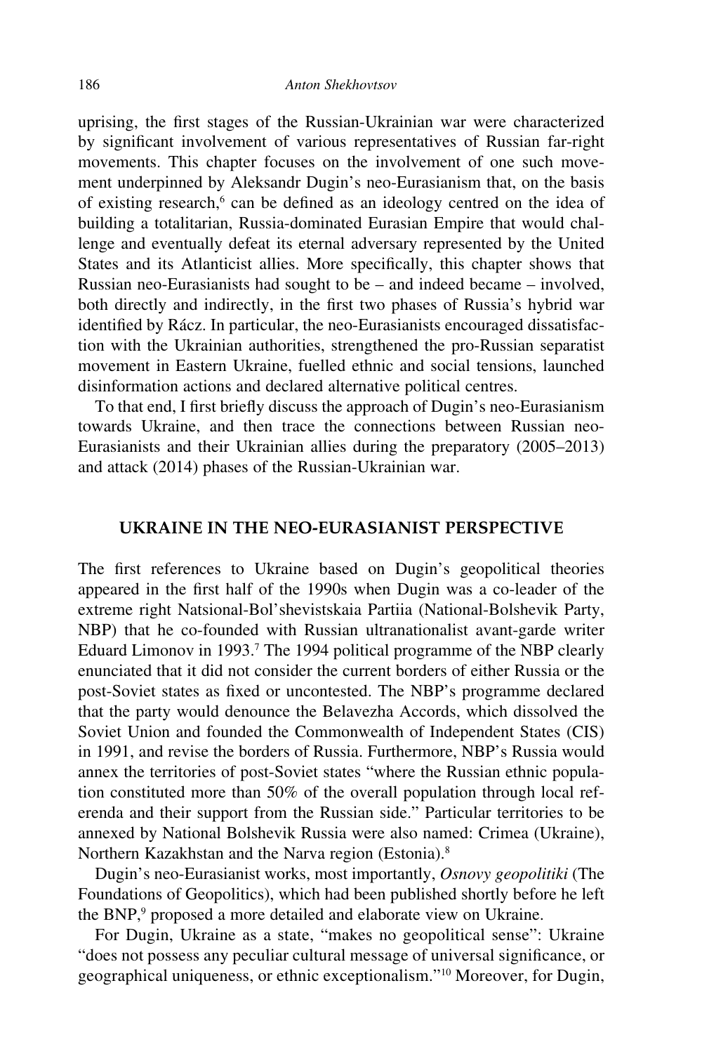uprising, the first stages of the Russian-Ukrainian war were characterized by significant involvement of various representatives of Russian far-right movements. This chapter focuses on the involvement of one such movement underpinned by Aleksandr Dugin's neo-Eurasianism that, on the basis of existing research,[6] can be defined as an ideology centred on the idea of building a totalitarian, Russia-dominated Eurasian Empire that would challenge and eventually defeat its eternal adversary represented by the United States and its Atlanticist allies. More specifically, this chapter shows that Russian neo-Eurasianists had sought to be – and indeed became – involved, both directly and indirectly, in the first two phases of Russia's hybrid war identified by Rácz. In particular, the neo-Eurasianists encouraged dissatisfaction with the Ukrainian authorities, strengthened the pro-Russian separatist movement in Eastern Ukraine, fuelled ethnic and social tensions, launched disinformation actions and declared alternative political centres.

To that end, I first briefly discuss the approach of Dugin's neo-Eurasianism towards Ukraine, and then trace the connections between Russian neo-Eurasianists and their Ukrainian allies during the preparatory (2005–2013) and attack (2014) phases of the Russian-Ukrainian war.

## UKRAINE IN THE NEO-EURASIANIST PERSPECTIVE

The first references to Ukraine based on Dugin's geopolitical theories appeared in the first half of the 1990s when Dugin was a co-leader of the extreme right Natsional-Bol'shevistskaia Partiia (National-Bolshevik Party, NBP) that he co-founded with Russian ultranationalist avant-garde writer Eduard Limonov in 1993.[7] The 1994 political programme of the NBP clearly enunciated that it did not consider the current borders of either Russia or the post-Soviet states as fixed or uncontested. The NBP's programme declared that the party would denounce the Belavezha Accords, which dissolved the Soviet Union and founded the Commonwealth of Independent States (CIS) in 1991, and revise the borders of Russia. Furthermore, NBP's Russia would annex the territories of post-Soviet states "where the Russian ethnic population constituted more than 50% of the overall population through local referenda and their support from the Russian side." Particular territories to be annexed by National Bolshevik Russia were also named: Crimea (Ukraine), Northern Kazakhstan and the Narva region (Estonia).[8]

Dugin's neo-Eurasianist works, most importantly, *Osnovy geopolitiki* (The Foundations of Geopolitics), which had been published shortly before he left the BNP,[9] proposed a more detailed and elaborate view on Ukraine.

For Dugin, Ukraine as a state, "makes no geopolitical sense": Ukraine "does not possess any peculiar cultural message of universal significance, or geographical uniqueness, or ethnic exceptionalism."[10] Moreover, for Dugin,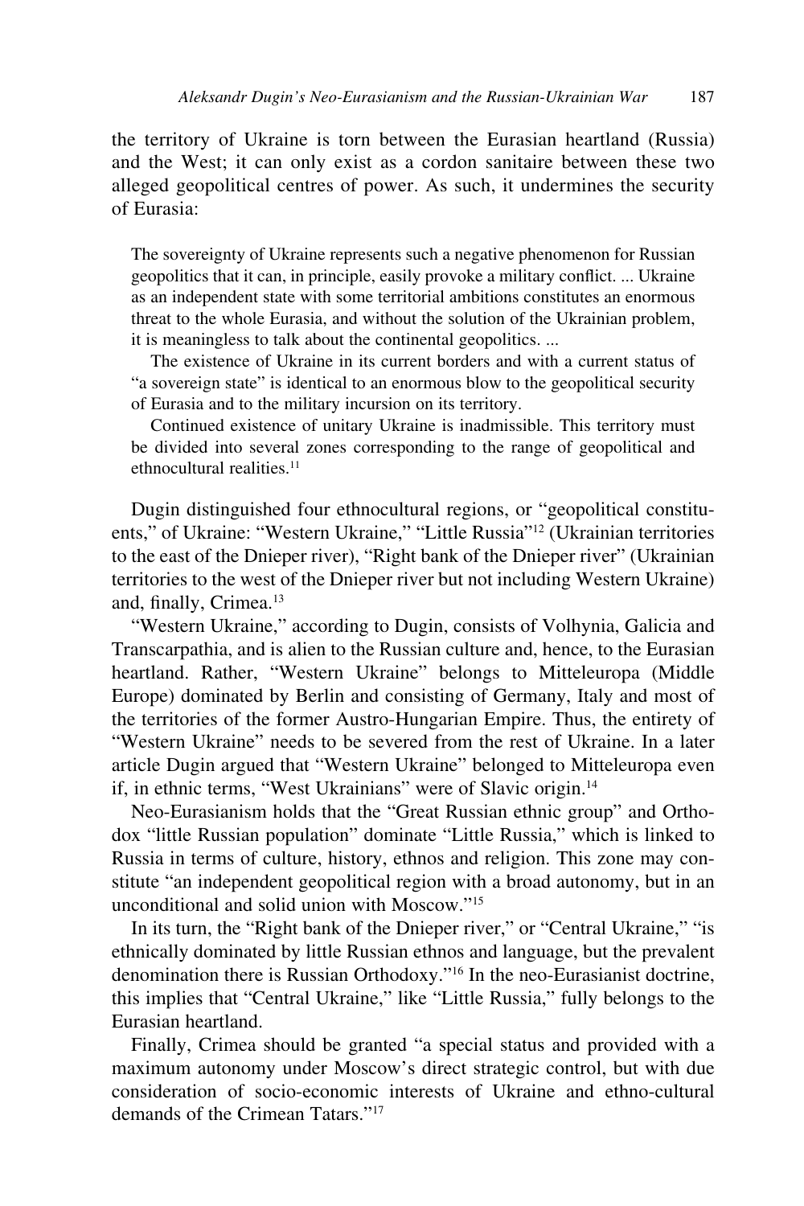the territory of Ukraine is torn between the Eurasian heartland (Russia) and the West; it can only exist as a cordon sanitaire between these two alleged geopolitical centres of power. As such, it undermines the security of Eurasia:

> The sovereignty of Ukraine represents such a negative phenomenon for Russian geopolitics that it can, in principle, easily provoke a military conflict. ... Ukraine as an independent state with some territorial ambitions constitutes an enormous threat to the whole Eurasia, and without the solution of the Ukrainian problem, it is meaningless to talk about the continental geopolitics. ...
>
> The existence of Ukraine in its current borders and with a current status of "a sovereign state" is identical to an enormous blow to the geopolitical security of Eurasia and to the military incursion on its territory.
>
> Continued existence of unitary Ukraine is inadmissible. This territory must be divided into several zones corresponding to the range of geopolitical and ethnocultural realities.[11]

Dugin distinguished four ethnocultural regions, or "geopolitical constituents," of Ukraine: "Western Ukraine," "Little Russia"[12] (Ukrainian territories to the east of the Dnieper river), "Right bank of the Dnieper river" (Ukrainian territories to the west of the Dnieper river but not including Western Ukraine) and, finally, Crimea.[13]

"Western Ukraine," according to Dugin, consists of Volhynia, Galicia and Transcarpathia, and is alien to the Russian culture and, hence, to the Eurasian heartland. Rather, "Western Ukraine" belongs to Mitteleuropa (Middle Europe) dominated by Berlin and consisting of Germany, Italy and most of the territories of the former Austro-Hungarian Empire. Thus, the entirety of "Western Ukraine" needs to be severed from the rest of Ukraine. In a later article Dugin argued that "Western Ukraine" belonged to Mitteleuropa even if, in ethnic terms, "West Ukrainians" were of Slavic origin.[14]

Neo-Eurasianism holds that the "Great Russian ethnic group" and Orthodox "little Russian population" dominate "Little Russia," which is linked to Russia in terms of culture, history, ethnos and religion. This zone may constitute "an independent geopolitical region with a broad autonomy, but in an unconditional and solid union with Moscow."[15]

In its turn, the "Right bank of the Dnieper river," or "Central Ukraine," "is ethnically dominated by little Russian ethnos and language, but the prevalent denomination there is Russian Orthodoxy."[16] In the neo-Eurasianist doctrine, this implies that "Central Ukraine," like "Little Russia," fully belongs to the Eurasian heartland.

Finally, Crimea should be granted "a special status and provided with a maximum autonomy under Moscow's direct strategic control, but with due consideration of socio-economic interests of Ukraine and ethno-cultural demands of the Crimean Tatars."[17]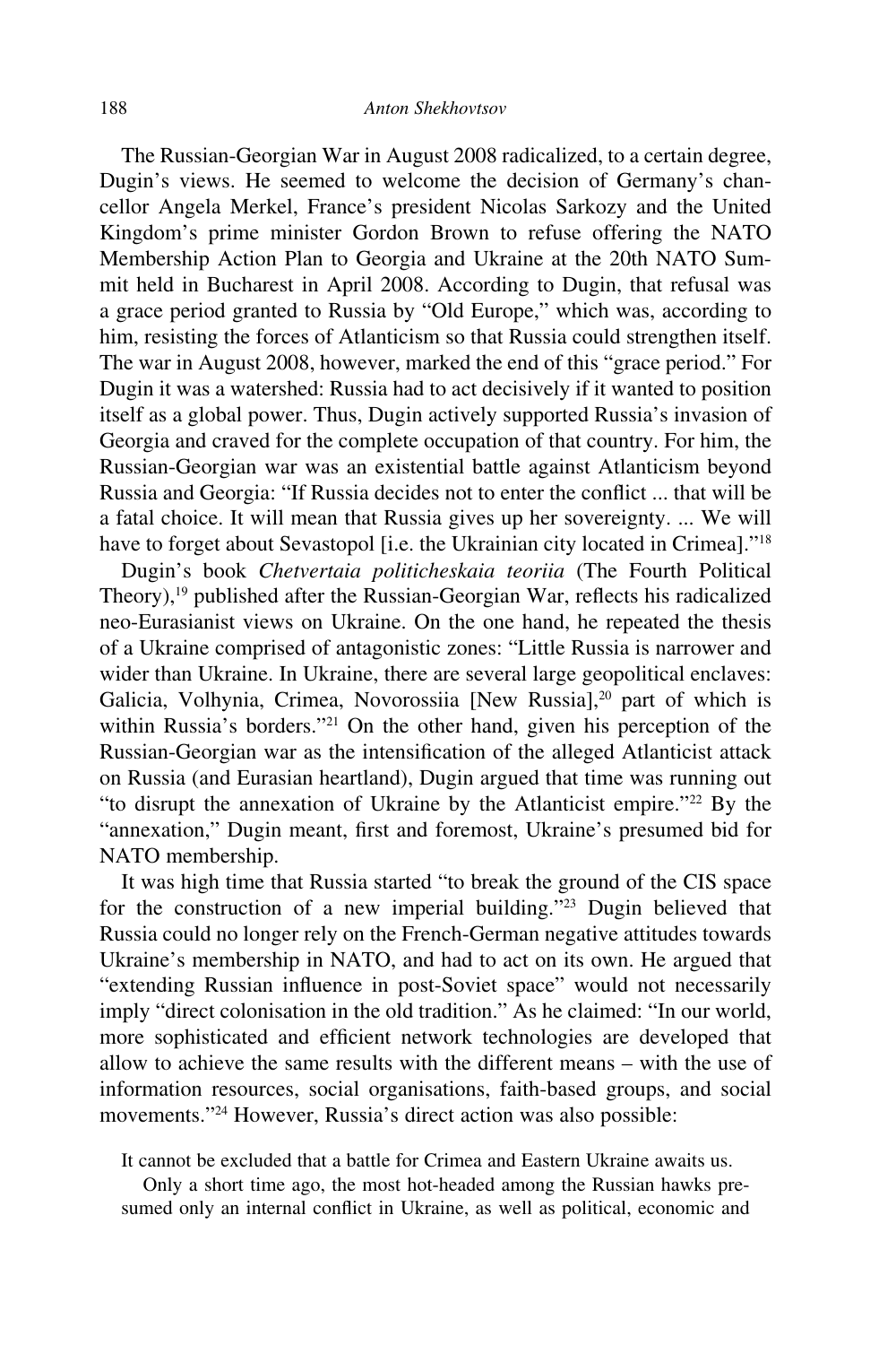The Russian-Georgian War in August 2008 radicalized, to a certain degree, Dugin's views. He seemed to welcome the decision of Germany's chancellor Angela Merkel, France's president Nicolas Sarkozy and the United Kingdom's prime minister Gordon Brown to refuse offering the NATO Membership Action Plan to Georgia and Ukraine at the 20th NATO Summit held in Bucharest in April 2008. According to Dugin, that refusal was a grace period granted to Russia by "Old Europe," which was, according to him, resisting the forces of Atlanticism so that Russia could strengthen itself. The war in August 2008, however, marked the end of this "grace period." For Dugin it was a watershed: Russia had to act decisively if it wanted to position itself as a global power. Thus, Dugin actively supported Russia's invasion of Georgia and craved for the complete occupation of that country. For him, the Russian-Georgian war was an existential battle against Atlanticism beyond Russia and Georgia: "If Russia decides not to enter the conflict ... that will be a fatal choice. It will mean that Russia gives up her sovereignty. ... We will have to forget about Sevastopol [i.e. the Ukrainian city located in Crimea]."[18]

Dugin's book *Chetvertaia politicheskaia teoriia* (The Fourth Political Theory),[19] published after the Russian-Georgian War, reflects his radicalized neo-Eurasianist views on Ukraine. On the one hand, he repeated the thesis of a Ukraine comprised of antagonistic zones: "Little Russia is narrower and wider than Ukraine. In Ukraine, there are several large geopolitical enclaves: Galicia, Volhynia, Crimea, Novorossiia [New Russia],[20] part of which is within Russia's borders."[21] On the other hand, given his perception of the Russian-Georgian war as the intensification of the alleged Atlanticist attack on Russia (and Eurasian heartland), Dugin argued that time was running out "to disrupt the annexation of Ukraine by the Atlanticist empire."[22] By the "annexation," Dugin meant, first and foremost, Ukraine's presumed bid for NATO membership.

It was high time that Russia started "to break the ground of the CIS space for the construction of a new imperial building."[23] Dugin believed that Russia could no longer rely on the French-German negative attitudes towards Ukraine's membership in NATO, and had to act on its own. He argued that "extending Russian influence in post-Soviet space" would not necessarily imply "direct colonisation in the old tradition." As he claimed: "In our world, more sophisticated and efficient network technologies are developed that allow to achieve the same results with the different means – with the use of information resources, social organisations, faith-based groups, and social movements."[24] However, Russia's direct action was also possible:

> It cannot be excluded that a battle for Crimea and Eastern Ukraine awaits us.
>
> Only a short time ago, the most hot-headed among the Russian hawks presumed only an internal conflict in Ukraine, as well as political, economic and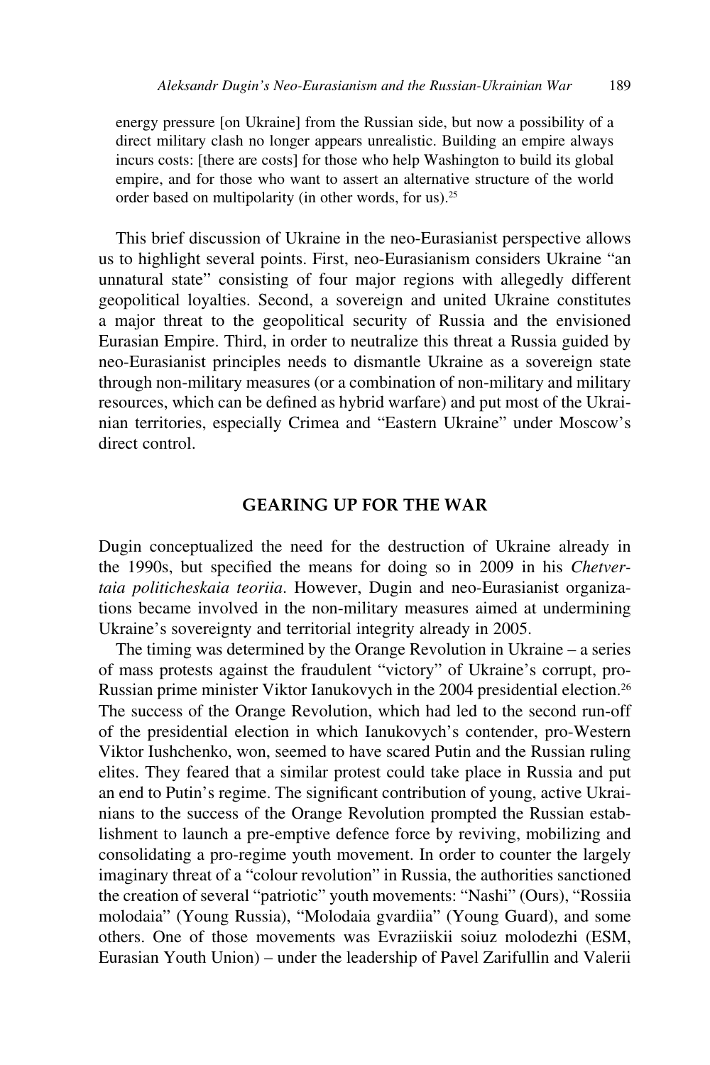> energy pressure [on Ukraine] from the Russian side, but now a possibility of a direct military clash no longer appears unrealistic. Building an empire always incurs costs: [there are costs] for those who help Washington to build its global empire, and for those who want to assert an alternative structure of the world order based on multipolarity (in other words, for us).[25]

This brief discussion of Ukraine in the neo-Eurasianist perspective allows us to highlight several points. First, neo-Eurasianism considers Ukraine "an unnatural state" consisting of four major regions with allegedly different geopolitical loyalties. Second, a sovereign and united Ukraine constitutes a major threat to the geopolitical security of Russia and the envisioned Eurasian Empire. Third, in order to neutralize this threat a Russia guided by neo-Eurasianist principles needs to dismantle Ukraine as a sovereign state through non-military measures (or a combination of non-military and military resources, which can be defined as hybrid warfare) and put most of the Ukrainian territories, especially Crimea and "Eastern Ukraine" under Moscow's direct control.

## GEARING UP FOR THE WAR

Dugin conceptualized the need for the destruction of Ukraine already in the 1990s, but specified the means for doing so in 2009 in his *Chetvertaia politicheskaia teoriia*. However, Dugin and neo-Eurasianist organizations became involved in the non-military measures aimed at undermining Ukraine's sovereignty and territorial integrity already in 2005.

The timing was determined by the Orange Revolution in Ukraine – a series of mass protests against the fraudulent "victory" of Ukraine's corrupt, pro-Russian prime minister Viktor Ianukovych in the 2004 presidential election.[26] The success of the Orange Revolution, which had led to the second run-off of the presidential election in which Ianukovych's contender, pro-Western Viktor Iushchenko, won, seemed to have scared Putin and the Russian ruling elites. They feared that a similar protest could take place in Russia and put an end to Putin's regime. The significant contribution of young, active Ukrainians to the success of the Orange Revolution prompted the Russian establishment to launch a pre-emptive defence force by reviving, mobilizing and consolidating a pro-regime youth movement. In order to counter the largely imaginary threat of a "colour revolution" in Russia, the authorities sanctioned the creation of several "patriotic" youth movements: "Nashi" (Ours), "Rossiia molodaia" (Young Russia), "Molodaia gvardiia" (Young Guard), and some others. One of those movements was Evraziiskii soiuz molodezhi (ESM, Eurasian Youth Union) – under the leadership of Pavel Zarifullin and Valerii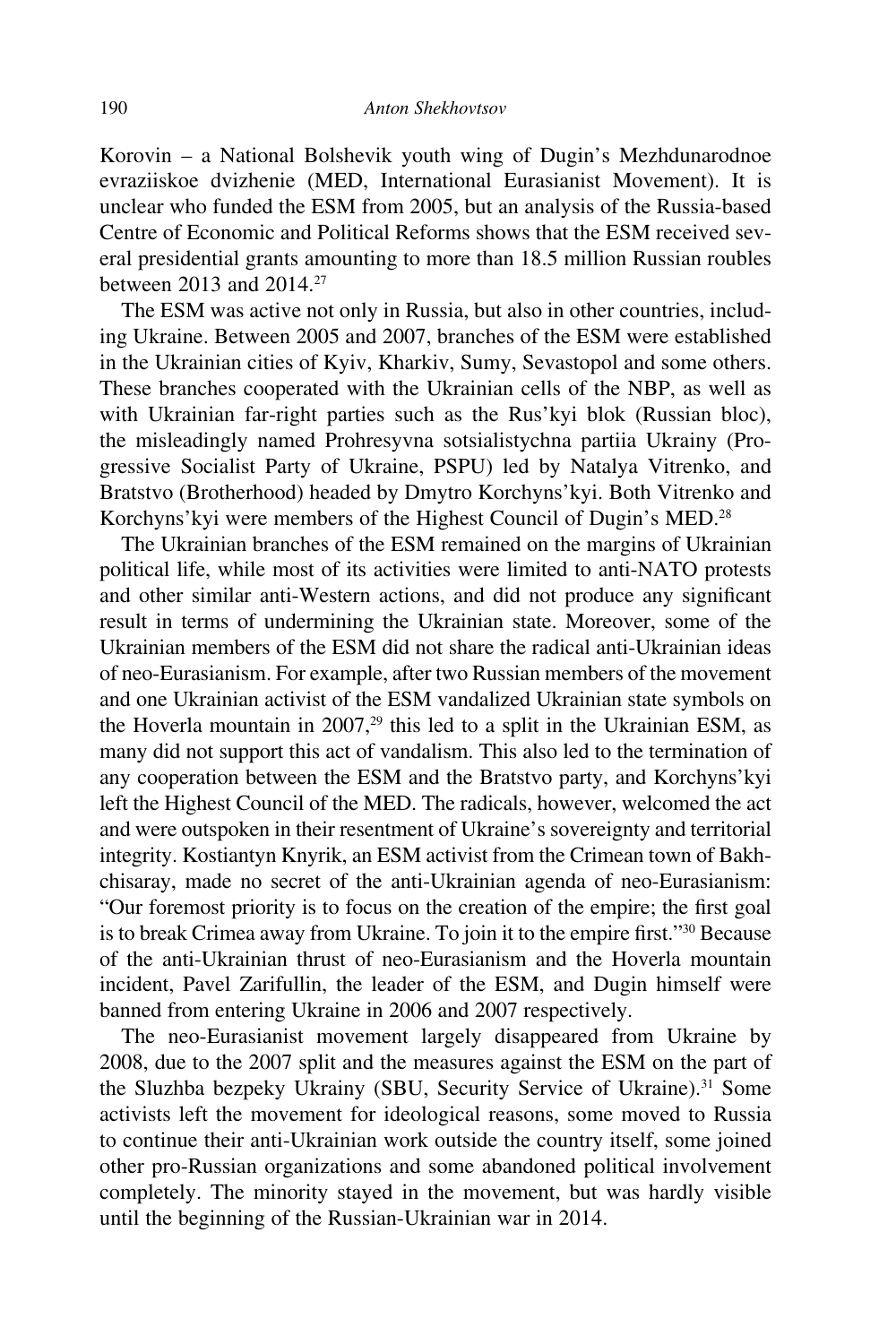Korovin – a National Bolshevik youth wing of Dugin's Mezhdunarodnoe evraziiskoe dvizhenie (MED, International Eurasianist Movement). It is unclear who funded the ESM from 2005, but an analysis of the Russia-based Centre of Economic and Political Reforms shows that the ESM received several presidential grants amounting to more than 18.5 million Russian roubles between 2013 and 2014.[27]

The ESM was active not only in Russia, but also in other countries, including Ukraine. Between 2005 and 2007, branches of the ESM were established in the Ukrainian cities of Kyiv, Kharkiv, Sumy, Sevastopol and some others. These branches cooperated with the Ukrainian cells of the NBP, as well as with Ukrainian far-right parties such as the Rus'kyi blok (Russian bloc), the misleadingly named Prohresyvna sotsialistychna partiia Ukrainy (Progressive Socialist Party of Ukraine, PSPU) led by Natalya Vitrenko, and Bratstvo (Brotherhood) headed by Dmytro Korchyns'kyi. Both Vitrenko and Korchyns'kyi were members of the Highest Council of Dugin's MED.[28]

The Ukrainian branches of the ESM remained on the margins of Ukrainian political life, while most of its activities were limited to anti-NATO protests and other similar anti-Western actions, and did not produce any significant result in terms of undermining the Ukrainian state. Moreover, some of the Ukrainian members of the ESM did not share the radical anti-Ukrainian ideas of neo-Eurasianism. For example, after two Russian members of the movement and one Ukrainian activist of the ESM vandalized Ukrainian state symbols on the Hoverla mountain in 2007,[29] this led to a split in the Ukrainian ESM, as many did not support this act of vandalism. This also led to the termination of any cooperation between the ESM and the Bratstvo party, and Korchyns'kyi left the Highest Council of the MED. The radicals, however, welcomed the act and were outspoken in their resentment of Ukraine's sovereignty and territorial integrity. Kostiantyn Knyrik, an ESM activist from the Crimean town of Bakhchisaray, made no secret of the anti-Ukrainian agenda of neo-Eurasianism: "Our foremost priority is to focus on the creation of the empire; the first goal is to break Crimea away from Ukraine. To join it to the empire first."[30] Because of the anti-Ukrainian thrust of neo-Eurasianism and the Hoverla mountain incident, Pavel Zarifullin, the leader of the ESM, and Dugin himself were banned from entering Ukraine in 2006 and 2007 respectively.

The neo-Eurasianist movement largely disappeared from Ukraine by 2008, due to the 2007 split and the measures against the ESM on the part of the Sluzhba bezpeky Ukrainy (SBU, Security Service of Ukraine).[31] Some activists left the movement for ideological reasons, some moved to Russia to continue their anti-Ukrainian work outside the country itself, some joined other pro-Russian organizations and some abandoned political involvement completely. The minority stayed in the movement, but was hardly visible until the beginning of the Russian-Ukrainian war in 2014.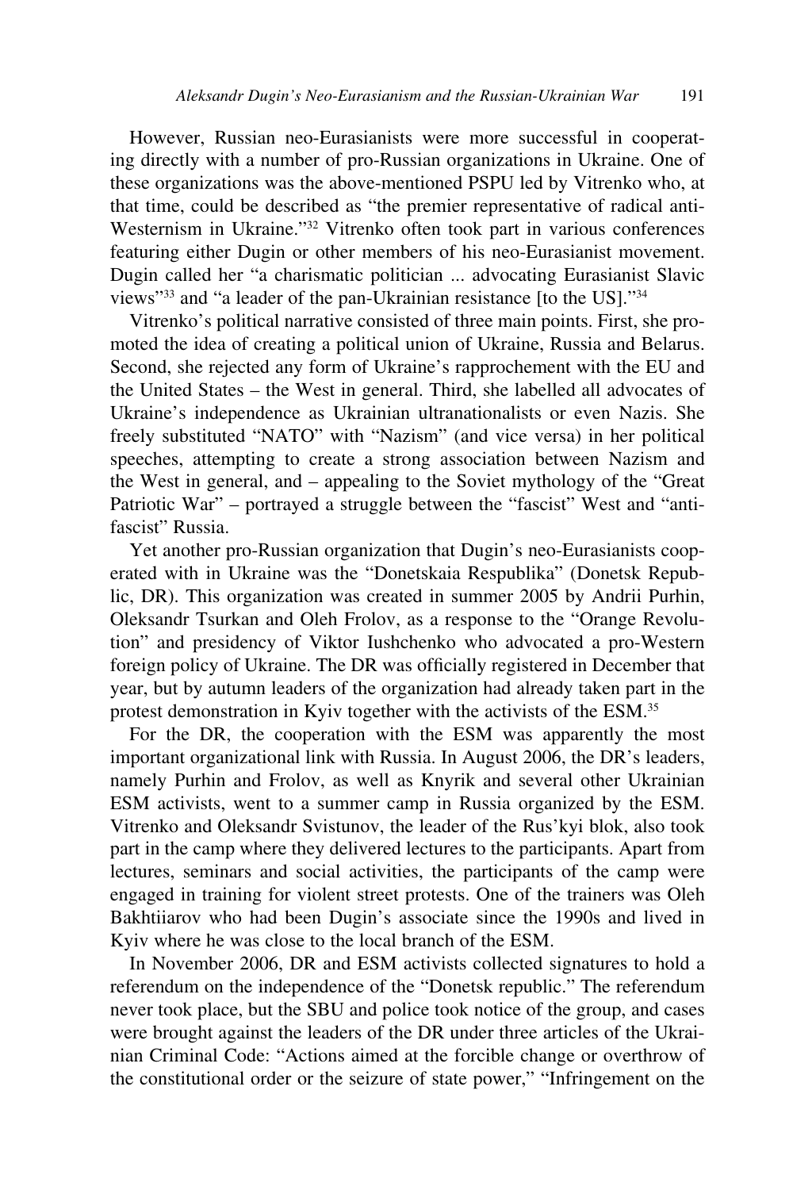However, Russian neo-Eurasianists were more successful in cooperating directly with a number of pro-Russian organizations in Ukraine. One of these organizations was the above-mentioned PSPU led by Vitrenko who, at that time, could be described as "the premier representative of radical anti-Westernism in Ukraine."[32] Vitrenko often took part in various conferences featuring either Dugin or other members of his neo-Eurasianist movement. Dugin called her "a charismatic politician ... advocating Eurasianist Slavic views"[33] and "a leader of the pan-Ukrainian resistance [to the US]."[34]

Vitrenko's political narrative consisted of three main points. First, she promoted the idea of creating a political union of Ukraine, Russia and Belarus. Second, she rejected any form of Ukraine's rapprochement with the EU and the United States – the West in general. Third, she labelled all advocates of Ukraine's independence as Ukrainian ultranationalists or even Nazis. She freely substituted "NATO" with "Nazism" (and vice versa) in her political speeches, attempting to create a strong association between Nazism and the West in general, and – appealing to the Soviet mythology of the "Great Patriotic War" – portrayed a struggle between the "fascist" West and "anti-fascist" Russia.

Yet another pro-Russian organization that Dugin's neo-Eurasianists cooperated with in Ukraine was the "Donetskaia Respublika" (Donetsk Republic, DR). This organization was created in summer 2005 by Andrii Purhin, Oleksandr Tsurkan and Oleh Frolov, as a response to the "Orange Revolution" and presidency of Viktor Iushchenko who advocated a pro-Western foreign policy of Ukraine. The DR was officially registered in December that year, but by autumn leaders of the organization had already taken part in the protest demonstration in Kyiv together with the activists of the ESM.[35]

For the DR, the cooperation with the ESM was apparently the most important organizational link with Russia. In August 2006, the DR's leaders, namely Purhin and Frolov, as well as Knyrik and several other Ukrainian ESM activists, went to a summer camp in Russia organized by the ESM. Vitrenko and Oleksandr Svistunov, the leader of the Rus'kyi blok, also took part in the camp where they delivered lectures to the participants. Apart from lectures, seminars and social activities, the participants of the camp were engaged in training for violent street protests. One of the trainers was Oleh Bakhtiiarov who had been Dugin's associate since the 1990s and lived in Kyiv where he was close to the local branch of the ESM.

In November 2006, DR and ESM activists collected signatures to hold a referendum on the independence of the "Donetsk republic." The referendum never took place, but the SBU and police took notice of the group, and cases were brought against the leaders of the DR under three articles of the Ukrainian Criminal Code: "Actions aimed at the forcible change or overthrow of the constitutional order or the seizure of state power," "Infringement on the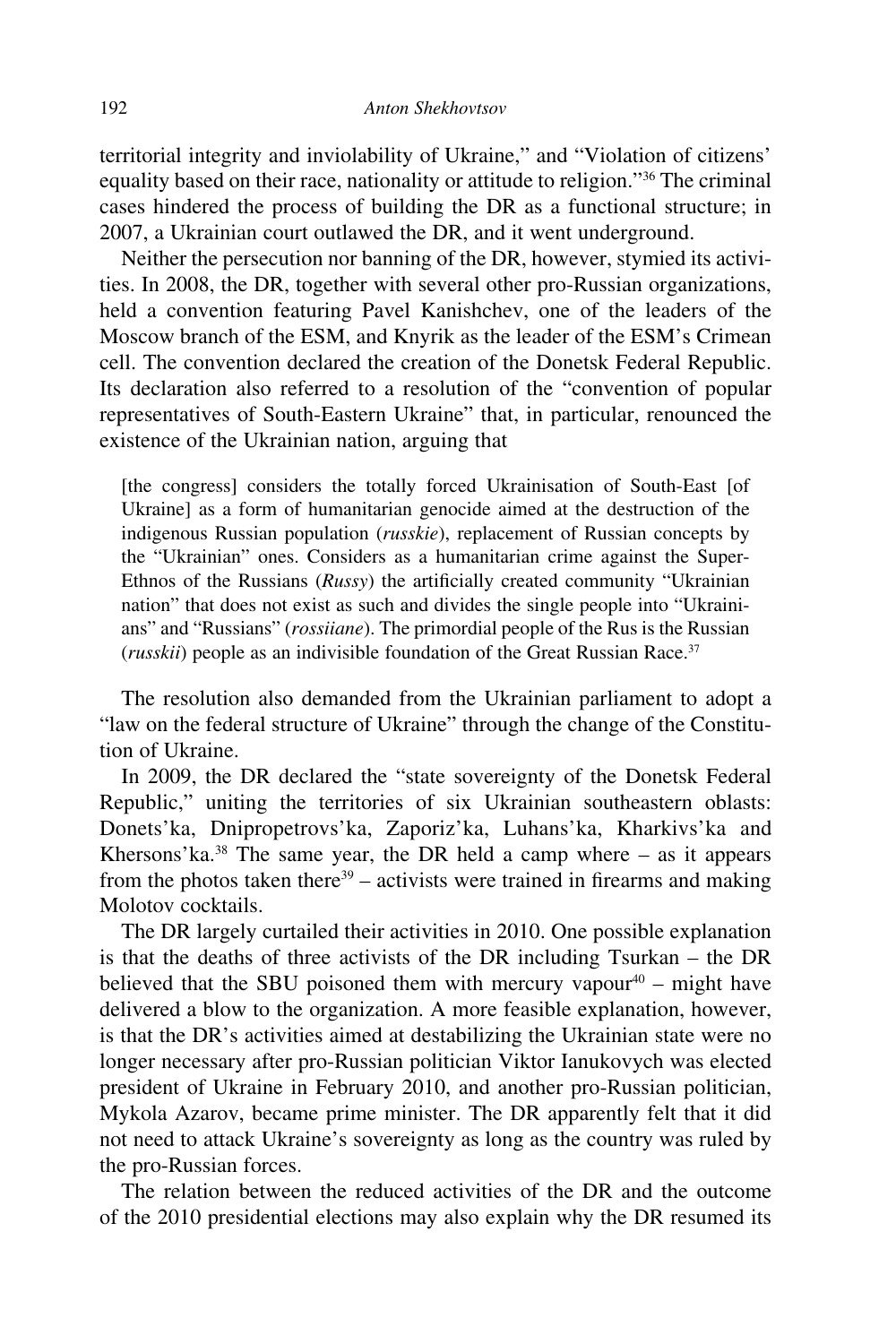territorial integrity and inviolability of Ukraine," and "Violation of citizens' equality based on their race, nationality or attitude to religion."[36] The criminal cases hindered the process of building the DR as a functional structure; in 2007, a Ukrainian court outlawed the DR, and it went underground.

Neither the persecution nor banning of the DR, however, stymied its activities. In 2008, the DR, together with several other pro-Russian organizations, held a convention featuring Pavel Kanishchev, one of the leaders of the Moscow branch of the ESM, and Knyrik as the leader of the ESM's Crimean cell. The convention declared the creation of the Donetsk Federal Republic. Its declaration also referred to a resolution of the "convention of popular representatives of South-Eastern Ukraine" that, in particular, renounced the existence of the Ukrainian nation, arguing that

> [the congress] considers the totally forced Ukrainisation of South-East [of Ukraine] as a form of humanitarian genocide aimed at the destruction of the indigenous Russian population (*russkie*), replacement of Russian concepts by the "Ukrainian" ones. Considers as a humanitarian crime against the Super-Ethnos of the Russians (*Russy*) the artificially created community "Ukrainian nation" that does not exist as such and divides the single people into "Ukrainians" and "Russians" (*rossiiane*). The primordial people of the Rus is the Russian (*russkii*) people as an indivisible foundation of the Great Russian Race.[37]

The resolution also demanded from the Ukrainian parliament to adopt a "law on the federal structure of Ukraine" through the change of the Constitution of Ukraine.

In 2009, the DR declared the "state sovereignty of the Donetsk Federal Republic," uniting the territories of six Ukrainian southeastern oblasts: Donets'ka, Dnipropetrovs'ka, Zaporiz'ka, Luhans'ka, Kharkivs'ka and Khersons'ka.[38] The same year, the DR held a camp where – as it appears from the photos taken there[39] – activists were trained in firearms and making Molotov cocktails.

The DR largely curtailed their activities in 2010. One possible explanation is that the deaths of three activists of the DR including Tsurkan – the DR believed that the SBU poisoned them with mercury vapour[40] – might have delivered a blow to the organization. A more feasible explanation, however, is that the DR's activities aimed at destabilizing the Ukrainian state were no longer necessary after pro-Russian politician Viktor Ianukovych was elected president of Ukraine in February 2010, and another pro-Russian politician, Mykola Azarov, became prime minister. The DR apparently felt that it did not need to attack Ukraine's sovereignty as long as the country was ruled by the pro-Russian forces.

The relation between the reduced activities of the DR and the outcome of the 2010 presidential elections may also explain why the DR resumed its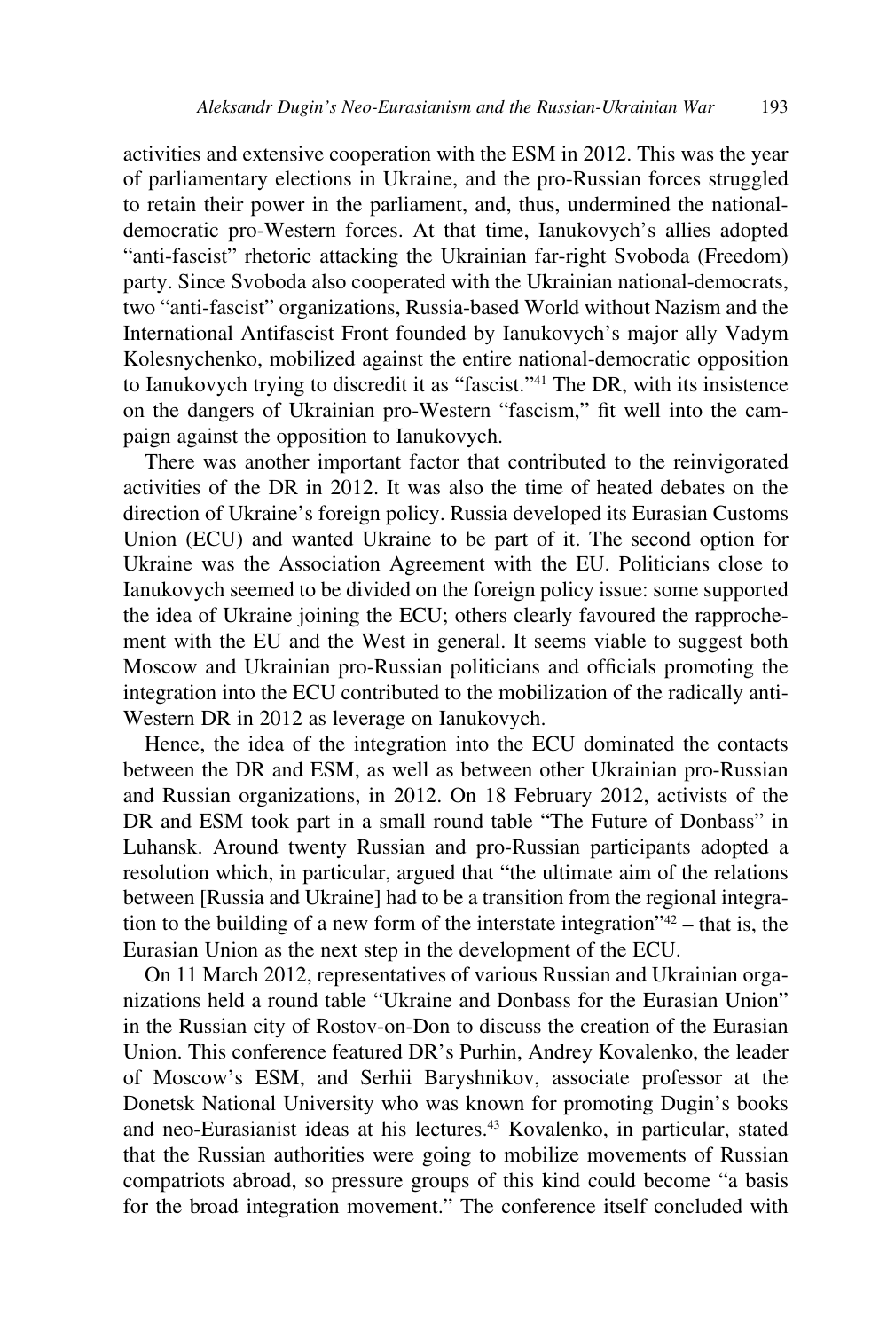activities and extensive cooperation with the ESM in 2012. This was the year of parliamentary elections in Ukraine, and the pro-Russian forces struggled to retain their power in the parliament, and, thus, undermined the national-democratic pro-Western forces. At that time, Ianukovych's allies adopted "anti-fascist" rhetoric attacking the Ukrainian far-right Svoboda (Freedom) party. Since Svoboda also cooperated with the Ukrainian national-democrats, two "anti-fascist" organizations, Russia-based World without Nazism and the International Antifascist Front founded by Ianukovych's major ally Vadym Kolesnychenko, mobilized against the entire national-democratic opposition to Ianukovych trying to discredit it as "fascist."[41] The DR, with its insistence on the dangers of Ukrainian pro-Western "fascism," fit well into the campaign against the opposition to Ianukovych.

There was another important factor that contributed to the reinvigorated activities of the DR in 2012. It was also the time of heated debates on the direction of Ukraine's foreign policy. Russia developed its Eurasian Customs Union (ECU) and wanted Ukraine to be part of it. The second option for Ukraine was the Association Agreement with the EU. Politicians close to Ianukovych seemed to be divided on the foreign policy issue: some supported the idea of Ukraine joining the ECU; others clearly favoured the rapprochement with the EU and the West in general. It seems viable to suggest both Moscow and Ukrainian pro-Russian politicians and officials promoting the integration into the ECU contributed to the mobilization of the radically anti-Western DR in 2012 as leverage on Ianukovych.

Hence, the idea of the integration into the ECU dominated the contacts between the DR and ESM, as well as between other Ukrainian pro-Russian and Russian organizations, in 2012. On 18 February 2012, activists of the DR and ESM took part in a small round table "The Future of Donbass" in Luhansk. Around twenty Russian and pro-Russian participants adopted a resolution which, in particular, argued that "the ultimate aim of the relations between [Russia and Ukraine] had to be a transition from the regional integration to the building of a new form of the interstate integration"[42] – that is, the Eurasian Union as the next step in the development of the ECU.

On 11 March 2012, representatives of various Russian and Ukrainian organizations held a round table "Ukraine and Donbass for the Eurasian Union" in the Russian city of Rostov-on-Don to discuss the creation of the Eurasian Union. This conference featured DR's Purhin, Andrey Kovalenko, the leader of Moscow's ESM, and Serhii Baryshnikov, associate professor at the Donetsk National University who was known for promoting Dugin's books and neo-Eurasianist ideas at his lectures.[43] Kovalenko, in particular, stated that the Russian authorities were going to mobilize movements of Russian compatriots abroad, so pressure groups of this kind could become "a basis for the broad integration movement." The conference itself concluded with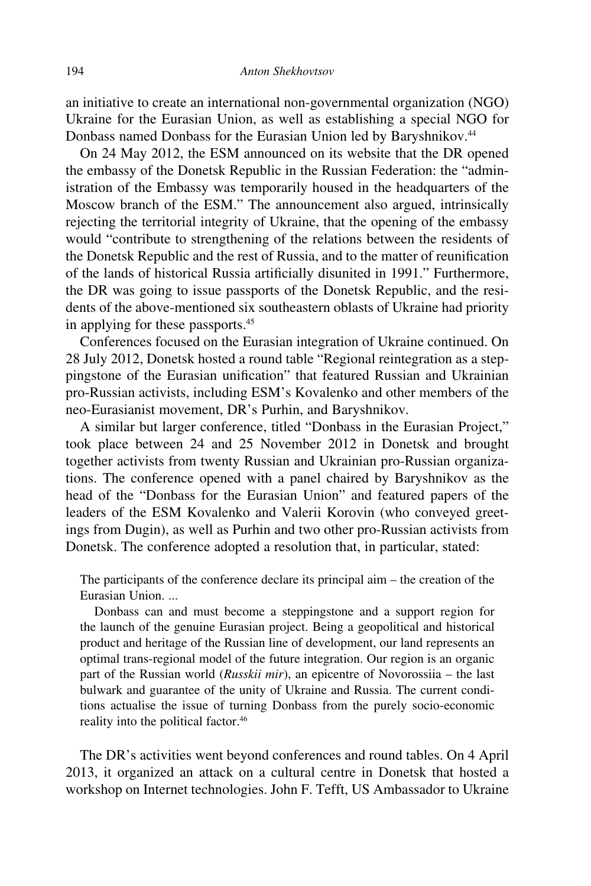an initiative to create an international non-governmental organization (NGO) Ukraine for the Eurasian Union, as well as establishing a special NGO for Donbass named Donbass for the Eurasian Union led by Baryshnikov.[44]

On 24 May 2012, the ESM announced on its website that the DR opened the embassy of the Donetsk Republic in the Russian Federation: the "administration of the Embassy was temporarily housed in the headquarters of the Moscow branch of the ESM." The announcement also argued, intrinsically rejecting the territorial integrity of Ukraine, that the opening of the embassy would "contribute to strengthening of the relations between the residents of the Donetsk Republic and the rest of Russia, and to the matter of reunification of the lands of historical Russia artificially disunited in 1991." Furthermore, the DR was going to issue passports of the Donetsk Republic, and the residents of the above-mentioned six southeastern oblasts of Ukraine had priority in applying for these passports.[45]

Conferences focused on the Eurasian integration of Ukraine continued. On 28 July 2012, Donetsk hosted a round table "Regional reintegration as a steppingstone of the Eurasian unification" that featured Russian and Ukrainian pro-Russian activists, including ESM's Kovalenko and other members of the neo-Eurasianist movement, DR's Purhin, and Baryshnikov.

A similar but larger conference, titled "Donbass in the Eurasian Project," took place between 24 and 25 November 2012 in Donetsk and brought together activists from twenty Russian and Ukrainian pro-Russian organizations. The conference opened with a panel chaired by Baryshnikov as the head of the "Donbass for the Eurasian Union" and featured papers of the leaders of the ESM Kovalenko and Valerii Korovin (who conveyed greetings from Dugin), as well as Purhin and two other pro-Russian activists from Donetsk. The conference adopted a resolution that, in particular, stated:

> The participants of the conference declare its principal aim – the creation of the Eurasian Union. ...
>
> Donbass can and must become a steppingstone and a support region for the launch of the genuine Eurasian project. Being a geopolitical and historical product and heritage of the Russian line of development, our land represents an optimal trans-regional model of the future integration. Our region is an organic part of the Russian world (*Russkii mir*), an epicentre of Novorossiia – the last bulwark and guarantee of the unity of Ukraine and Russia. The current conditions actualise the issue of turning Donbass from the purely socio-economic reality into the political factor.[46]

The DR's activities went beyond conferences and round tables. On 4 April 2013, it organized an attack on a cultural centre in Donetsk that hosted a workshop on Internet technologies. John F. Tefft, US Ambassador to Ukraine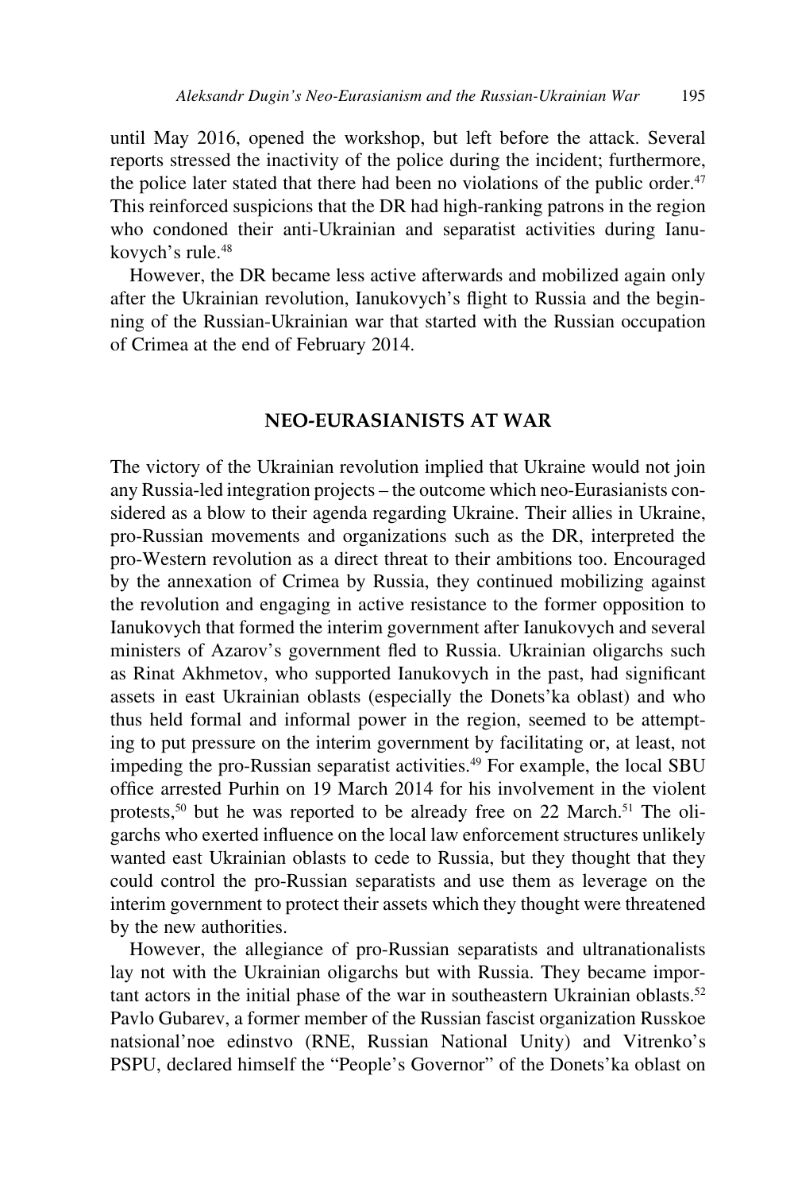until May 2016, opened the workshop, but left before the attack. Several reports stressed the inactivity of the police during the incident; furthermore, the police later stated that there had been no violations of the public order.[47] This reinforced suspicions that the DR had high-ranking patrons in the region who condoned their anti-Ukrainian and separatist activities during Ianukovych's rule.[48]

However, the DR became less active afterwards and mobilized again only after the Ukrainian revolution, Ianukovych's flight to Russia and the beginning of the Russian-Ukrainian war that started with the Russian occupation of Crimea at the end of February 2014.

## NEO-EURASIANISTS AT WAR

The victory of the Ukrainian revolution implied that Ukraine would not join any Russia-led integration projects – the outcome which neo-Eurasianists considered as a blow to their agenda regarding Ukraine. Their allies in Ukraine, pro-Russian movements and organizations such as the DR, interpreted the pro-Western revolution as a direct threat to their ambitions too. Encouraged by the annexation of Crimea by Russia, they continued mobilizing against the revolution and engaging in active resistance to the former opposition to Ianukovych that formed the interim government after Ianukovych and several ministers of Azarov's government fled to Russia. Ukrainian oligarchs such as Rinat Akhmetov, who supported Ianukovych in the past, had significant assets in east Ukrainian oblasts (especially the Donets'ka oblast) and who thus held formal and informal power in the region, seemed to be attempting to put pressure on the interim government by facilitating or, at least, not impeding the pro-Russian separatist activities.[49] For example, the local SBU office arrested Purhin on 19 March 2014 for his involvement in the violent protests,[50] but he was reported to be already free on 22 March.[51] The oligarchs who exerted influence on the local law enforcement structures unlikely wanted east Ukrainian oblasts to cede to Russia, but they thought that they could control the pro-Russian separatists and use them as leverage on the interim government to protect their assets which they thought were threatened by the new authorities.

However, the allegiance of pro-Russian separatists and ultranationalists lay not with the Ukrainian oligarchs but with Russia. They became important actors in the initial phase of the war in southeastern Ukrainian oblasts.[52] Pavlo Gubarev, a former member of the Russian fascist organization Russkoe natsional'noe edinstvo (RNE, Russian National Unity) and Vitrenko's PSPU, declared himself the "People's Governor" of the Donets'ka oblast on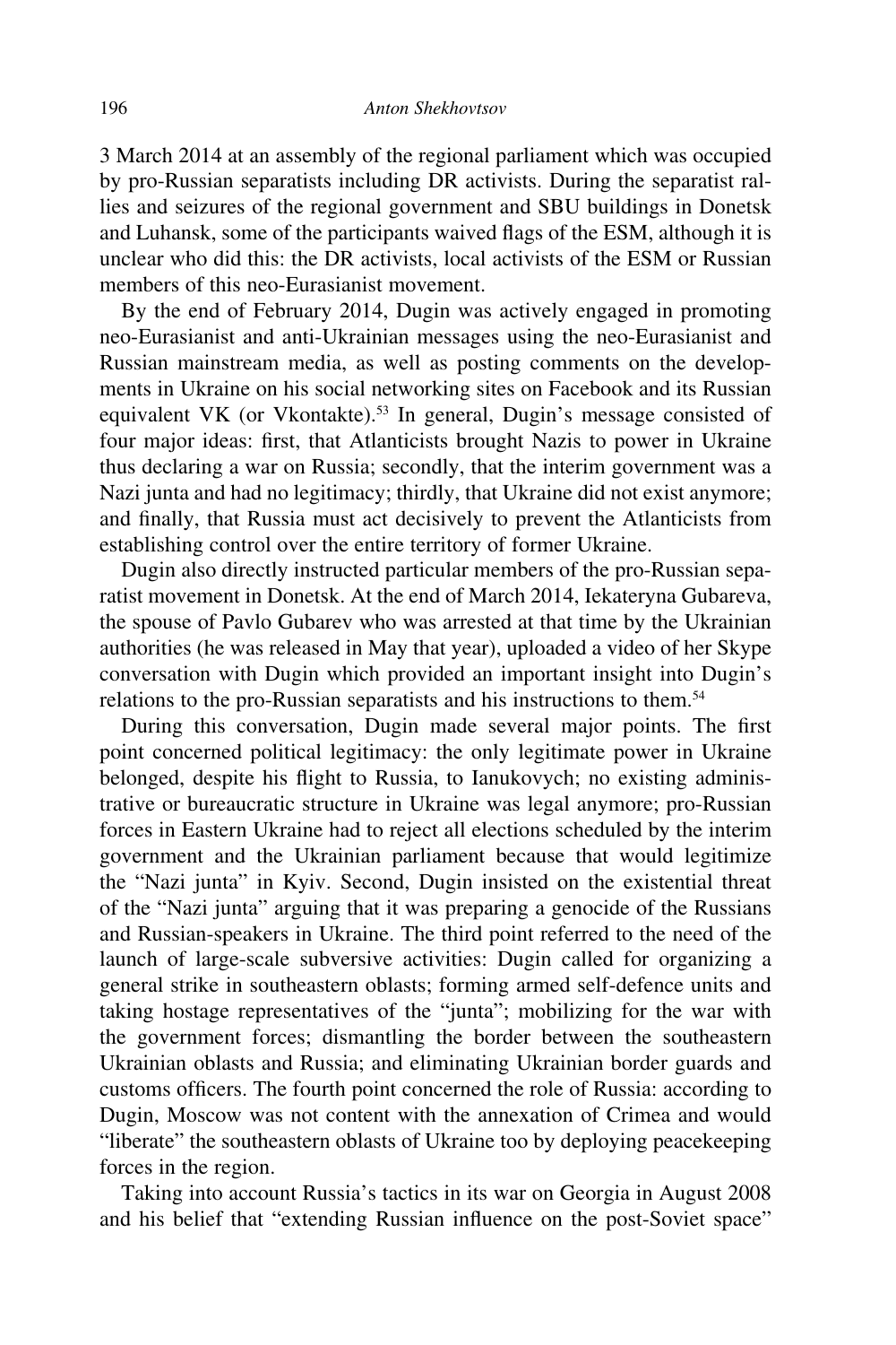3 March 2014 at an assembly of the regional parliament which was occupied by pro-Russian separatists including DR activists. During the separatist rallies and seizures of the regional government and SBU buildings in Donetsk and Luhansk, some of the participants waived flags of the ESM, although it is unclear who did this: the DR activists, local activists of the ESM or Russian members of this neo-Eurasianist movement.

By the end of February 2014, Dugin was actively engaged in promoting neo-Eurasianist and anti-Ukrainian messages using the neo-Eurasianist and Russian mainstream media, as well as posting comments on the developments in Ukraine on his social networking sites on Facebook and its Russian equivalent VK (or Vkontakte).[53] In general, Dugin's message consisted of four major ideas: first, that Atlanticists brought Nazis to power in Ukraine thus declaring a war on Russia; secondly, that the interim government was a Nazi junta and had no legitimacy; thirdly, that Ukraine did not exist anymore; and finally, that Russia must act decisively to prevent the Atlanticists from establishing control over the entire territory of former Ukraine.

Dugin also directly instructed particular members of the pro-Russian separatist movement in Donetsk. At the end of March 2014, Iekateryna Gubareva, the spouse of Pavlo Gubarev who was arrested at that time by the Ukrainian authorities (he was released in May that year), uploaded a video of her Skype conversation with Dugin which provided an important insight into Dugin's relations to the pro-Russian separatists and his instructions to them.[54]

During this conversation, Dugin made several major points. The first point concerned political legitimacy: the only legitimate power in Ukraine belonged, despite his flight to Russia, to Ianukovych; no existing administrative or bureaucratic structure in Ukraine was legal anymore; pro-Russian forces in Eastern Ukraine had to reject all elections scheduled by the interim government and the Ukrainian parliament because that would legitimize the "Nazi junta" in Kyiv. Second, Dugin insisted on the existential threat of the "Nazi junta" arguing that it was preparing a genocide of the Russians and Russian-speakers in Ukraine. The third point referred to the need of the launch of large-scale subversive activities: Dugin called for organizing a general strike in southeastern oblasts; forming armed self-defence units and taking hostage representatives of the "junta"; mobilizing for the war with the government forces; dismantling the border between the southeastern Ukrainian oblasts and Russia; and eliminating Ukrainian border guards and customs officers. The fourth point concerned the role of Russia: according to Dugin, Moscow was not content with the annexation of Crimea and would "liberate" the southeastern oblasts of Ukraine too by deploying peacekeeping forces in the region.

Taking into account Russia's tactics in its war on Georgia in August 2008 and his belief that "extending Russian influence on the post-Soviet space"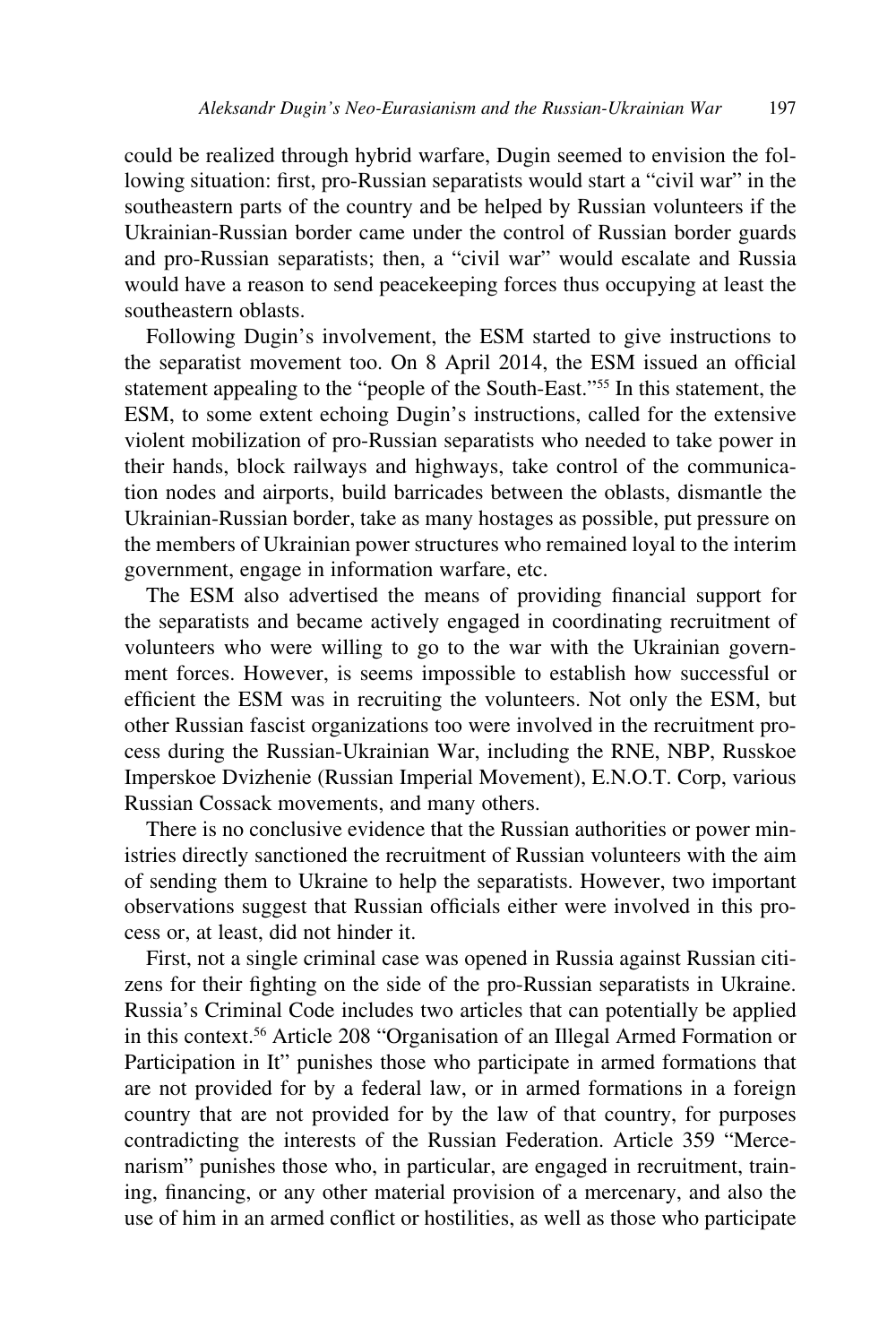could be realized through hybrid warfare, Dugin seemed to envision the following situation: first, pro-Russian separatists would start a "civil war" in the southeastern parts of the country and be helped by Russian volunteers if the Ukrainian-Russian border came under the control of Russian border guards and pro-Russian separatists; then, a "civil war" would escalate and Russia would have a reason to send peacekeeping forces thus occupying at least the southeastern oblasts.

Following Dugin's involvement, the ESM started to give instructions to the separatist movement too. On 8 April 2014, the ESM issued an official statement appealing to the "people of the South-East."[55] In this statement, the ESM, to some extent echoing Dugin's instructions, called for the extensive violent mobilization of pro-Russian separatists who needed to take power in their hands, block railways and highways, take control of the communication nodes and airports, build barricades between the oblasts, dismantle the Ukrainian-Russian border, take as many hostages as possible, put pressure on the members of Ukrainian power structures who remained loyal to the interim government, engage in information warfare, etc.

The ESM also advertised the means of providing financial support for the separatists and became actively engaged in coordinating recruitment of volunteers who were willing to go to the war with the Ukrainian government forces. However, is seems impossible to establish how successful or efficient the ESM was in recruiting the volunteers. Not only the ESM, but other Russian fascist organizations too were involved in the recruitment process during the Russian-Ukrainian War, including the RNE, NBP, Russkoe Imperskoe Dvizhenie (Russian Imperial Movement), E.N.O.T. Corp, various Russian Cossack movements, and many others.

There is no conclusive evidence that the Russian authorities or power ministries directly sanctioned the recruitment of Russian volunteers with the aim of sending them to Ukraine to help the separatists. However, two important observations suggest that Russian officials either were involved in this process or, at least, did not hinder it.

First, not a single criminal case was opened in Russia against Russian citizens for their fighting on the side of the pro-Russian separatists in Ukraine. Russia's Criminal Code includes two articles that can potentially be applied in this context.[56] Article 208 "Organisation of an Illegal Armed Formation or Participation in It" punishes those who participate in armed formations that are not provided for by a federal law, or in armed formations in a foreign country that are not provided for by the law of that country, for purposes contradicting the interests of the Russian Federation. Article 359 "Mercenarism" punishes those who, in particular, are engaged in recruitment, training, financing, or any other material provision of a mercenary, and also the use of him in an armed conflict or hostilities, as well as those who participate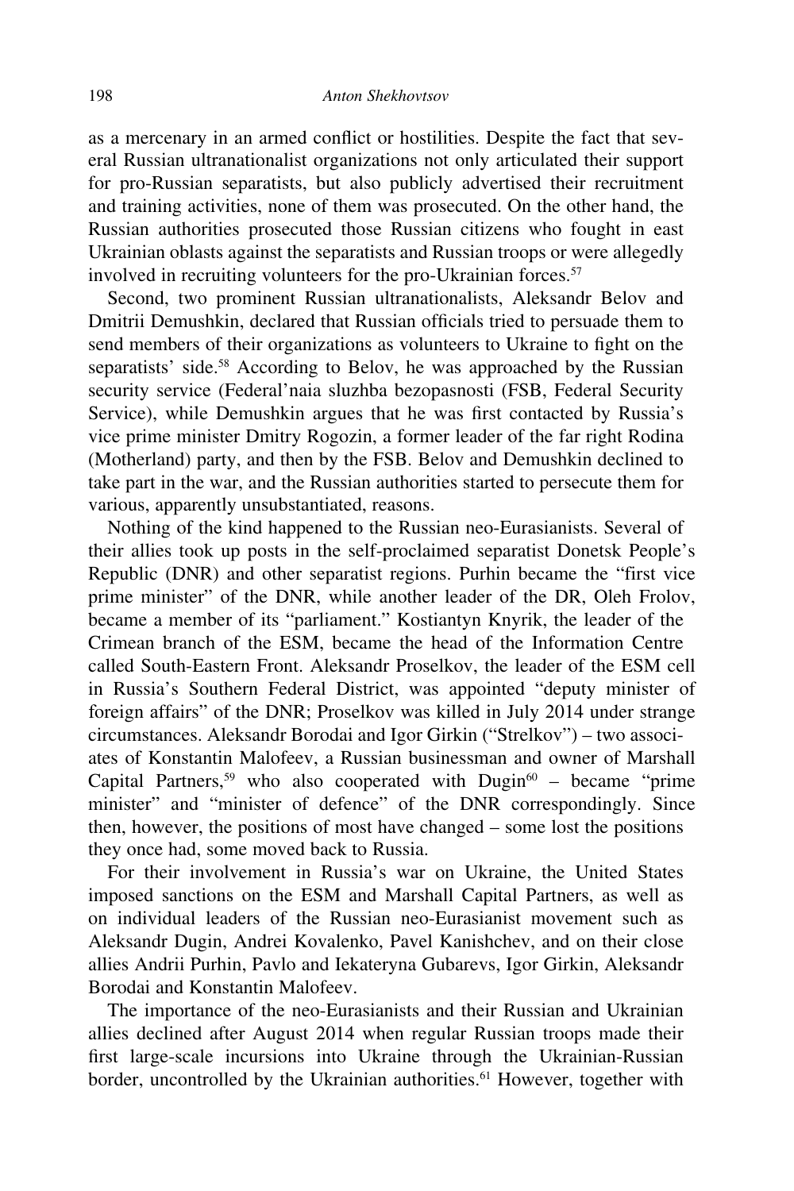as a mercenary in an armed conflict or hostilities. Despite the fact that several Russian ultranationalist organizations not only articulated their support for pro-Russian separatists, but also publicly advertised their recruitment and training activities, none of them was prosecuted. On the other hand, the Russian authorities prosecuted those Russian citizens who fought in east Ukrainian oblasts against the separatists and Russian troops or were allegedly involved in recruiting volunteers for the pro-Ukrainian forces.[57]

Second, two prominent Russian ultranationalists, Aleksandr Belov and Dmitrii Demushkin, declared that Russian officials tried to persuade them to send members of their organizations as volunteers to Ukraine to fight on the separatists' side.[58] According to Belov, he was approached by the Russian security service (Federal'naia sluzhba bezopasnosti (FSB, Federal Security Service), while Demushkin argues that he was first contacted by Russia's vice prime minister Dmitry Rogozin, a former leader of the far right Rodina (Motherland) party, and then by the FSB. Belov and Demushkin declined to take part in the war, and the Russian authorities started to persecute them for various, apparently unsubstantiated, reasons.

Nothing of the kind happened to the Russian neo-Eurasianists. Several of their allies took up posts in the self-proclaimed separatist Donetsk People's Republic (DNR) and other separatist regions. Purhin became the "first vice prime minister" of the DNR, while another leader of the DR, Oleh Frolov, became a member of its "parliament." Kostiantyn Knyrik, the leader of the Crimean branch of the ESM, became the head of the Information Centre called South-Eastern Front. Aleksandr Proselkov, the leader of the ESM cell in Russia's Southern Federal District, was appointed "deputy minister of foreign affairs" of the DNR; Proselkov was killed in July 2014 under strange circumstances. Aleksandr Borodai and Igor Girkin ("Strelkov") – two associates of Konstantin Malofeev, a Russian businessman and owner of Marshall Capital Partners,[59] who also cooperated with Dugin[60] – became "prime minister" and "minister of defence" of the DNR correspondingly. Since then, however, the positions of most have changed – some lost the positions they once had, some moved back to Russia.

For their involvement in Russia's war on Ukraine, the United States imposed sanctions on the ESM and Marshall Capital Partners, as well as on individual leaders of the Russian neo-Eurasianist movement such as Aleksandr Dugin, Andrei Kovalenko, Pavel Kanishchev, and on their close allies Andrii Purhin, Pavlo and Iekateryna Gubarevs, Igor Girkin, Aleksandr Borodai and Konstantin Malofeev.

The importance of the neo-Eurasianists and their Russian and Ukrainian allies declined after August 2014 when regular Russian troops made their first large-scale incursions into Ukraine through the Ukrainian-Russian border, uncontrolled by the Ukrainian authorities.[61] However, together with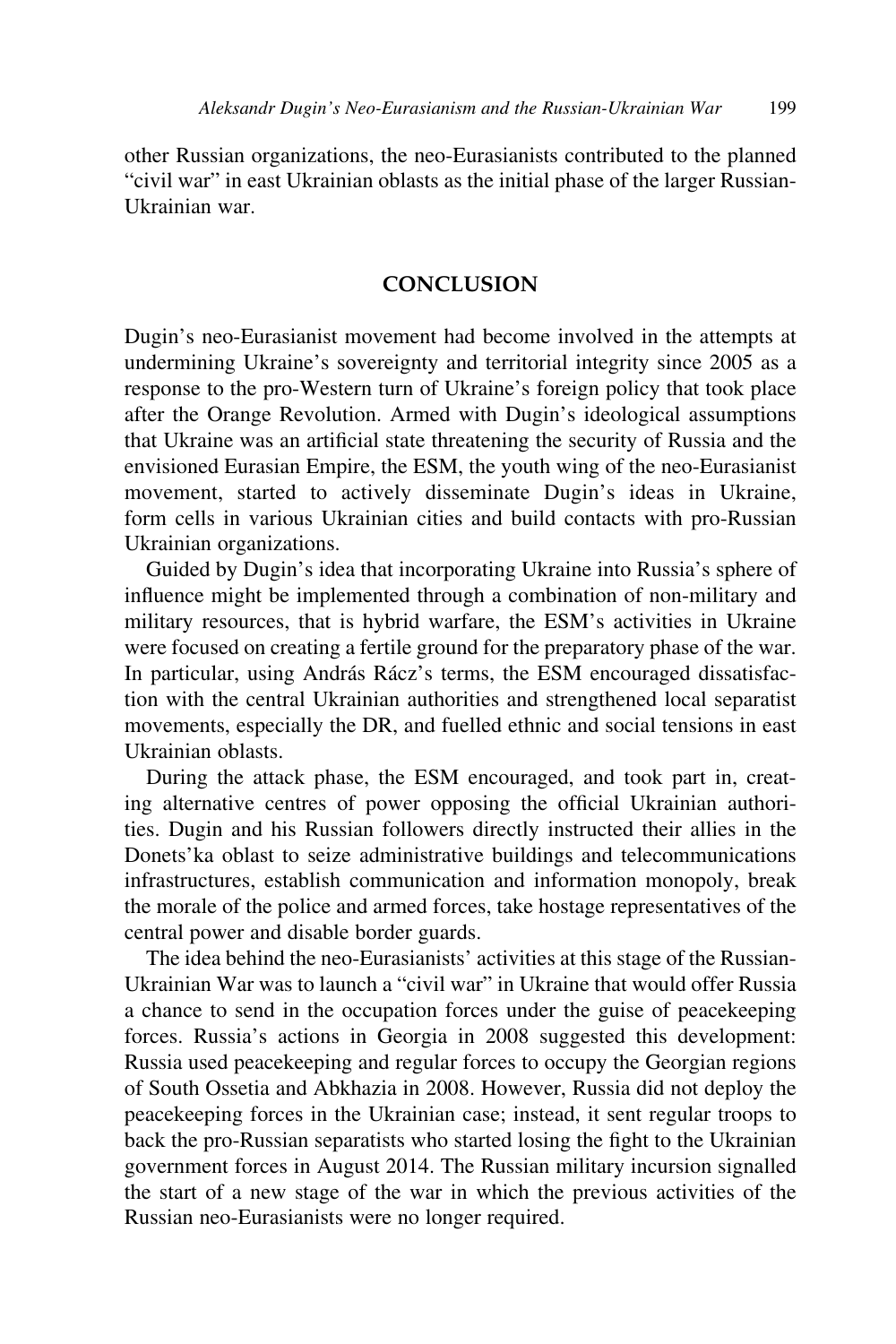other Russian organizations, the neo-Eurasianists contributed to the planned "civil war" in east Ukrainian oblasts as the initial phase of the larger Russian-Ukrainian war.

## CONCLUSION

Dugin's neo-Eurasianist movement had become involved in the attempts at undermining Ukraine's sovereignty and territorial integrity since 2005 as a response to the pro-Western turn of Ukraine's foreign policy that took place after the Orange Revolution. Armed with Dugin's ideological assumptions that Ukraine was an artificial state threatening the security of Russia and the envisioned Eurasian Empire, the ESM, the youth wing of the neo-Eurasianist movement, started to actively disseminate Dugin's ideas in Ukraine, form cells in various Ukrainian cities and build contacts with pro-Russian Ukrainian organizations.

Guided by Dugin's idea that incorporating Ukraine into Russia's sphere of influence might be implemented through a combination of non-military and military resources, that is hybrid warfare, the ESM's activities in Ukraine were focused on creating a fertile ground for the preparatory phase of the war. In particular, using András Rácz's terms, the ESM encouraged dissatisfaction with the central Ukrainian authorities and strengthened local separatist movements, especially the DR, and fuelled ethnic and social tensions in east Ukrainian oblasts.

During the attack phase, the ESM encouraged, and took part in, creating alternative centres of power opposing the official Ukrainian authorities. Dugin and his Russian followers directly instructed their allies in the Donets'ka oblast to seize administrative buildings and telecommunications infrastructures, establish communication and information monopoly, break the morale of the police and armed forces, take hostage representatives of the central power and disable border guards.

The idea behind the neo-Eurasianists' activities at this stage of the Russian-Ukrainian War was to launch a "civil war" in Ukraine that would offer Russia a chance to send in the occupation forces under the guise of peacekeeping forces. Russia's actions in Georgia in 2008 suggested this development: Russia used peacekeeping and regular forces to occupy the Georgian regions of South Ossetia and Abkhazia in 2008. However, Russia did not deploy the peacekeeping forces in the Ukrainian case; instead, it sent regular troops to back the pro-Russian separatists who started losing the fight to the Ukrainian government forces in August 2014. The Russian military incursion signalled the start of a new stage of the war in which the previous activities of the Russian neo-Eurasianists were no longer required.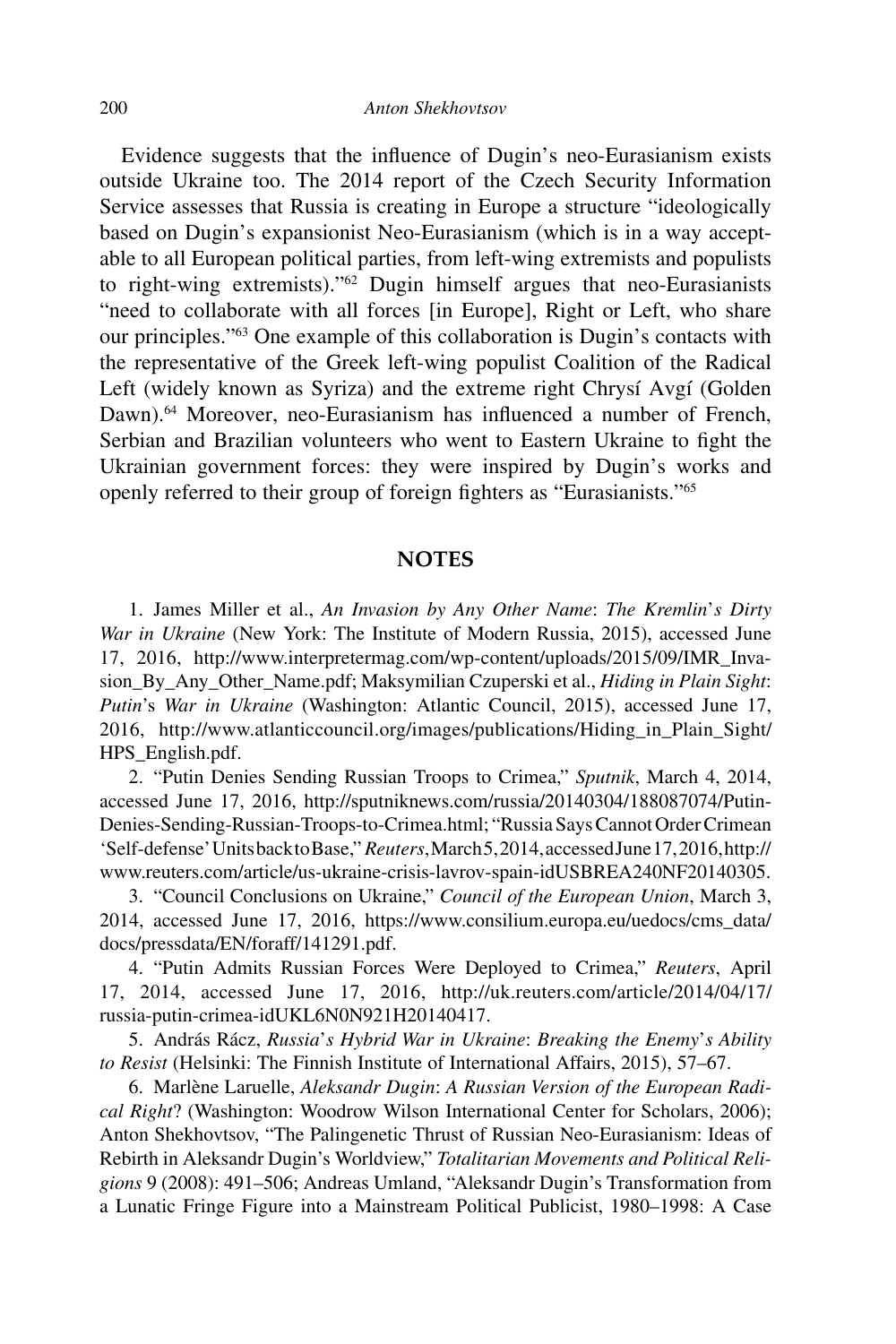Evidence suggests that the influence of Dugin's neo-Eurasianism exists outside Ukraine too. The 2014 report of the Czech Security Information Service assesses that Russia is creating in Europe a structure "ideologically based on Dugin's expansionist Neo-Eurasianism (which is in a way acceptable to all European political parties, from left-wing extremists and populists to right-wing extremists)."[62] Dugin himself argues that neo-Eurasianists "need to collaborate with all forces [in Europe], Right or Left, who share our principles."[63] One example of this collaboration is Dugin's contacts with the representative of the Greek left-wing populist Coalition of the Radical Left (widely known as Syriza) and the extreme right Chrysí Avgí (Golden Dawn).[64] Moreover, neo-Eurasianism has influenced a number of French, Serbian and Brazilian volunteers who went to Eastern Ukraine to fight the Ukrainian government forces: they were inspired by Dugin's works and openly referred to their group of foreign fighters as "Eurasianists."[65]

## NOTES

1. James Miller et al., *An Invasion by Any Other Name*: *The Kremlin*'*s Dirty War in Ukraine* (New York: The Institute of Modern Russia, 2015), accessed June 17, 2016, http://www.interpretermag.com/wp-content/uploads/2015/09/IMR_Invasion_By_Any_Other_Name.pdf; Maksymilian Czuperski et al., *Hiding in Plain Sight*: *Putin*'s *War in Ukraine* (Washington: Atlantic Council, 2015), accessed June 17, 2016, http://www.atlanticcouncil.org/images/publications/Hiding_in_Plain_Sight/HPS_English.pdf.

2. "Putin Denies Sending Russian Troops to Crimea," *Sputnik*, March 4, 2014, accessed June 17, 2016, http://sputniknews.com/russia/20140304/188087074/Putin-Denies-Sending-Russian-Troops-to-Crimea.html; "Russia Says Cannot Order Crimean 'Self-defense' Units back to Base," *Reuters*, March 5, 2014, accessed June 17, 2016, http://www.reuters.com/article/us-ukraine-crisis-lavrov-spain-idUSBREA240NF20140305.

3. "Council Conclusions on Ukraine," *Council of the European Union*, March 3, 2014, accessed June 17, 2016, https://www.consilium.europa.eu/uedocs/cms_data/docs/pressdata/EN/foraff/141291.pdf.

4. "Putin Admits Russian Forces Were Deployed to Crimea," *Reuters*, April 17, 2014, accessed June 17, 2016, http://uk.reuters.com/article/2014/04/17/russia-putin-crimea-idUKL6N0N921H20140417.

5. András Rácz, *Russia*'*s Hybrid War in Ukraine*: *Breaking the Enemy*'*s Ability to Resist* (Helsinki: The Finnish Institute of International Affairs, 2015), 57–67.

6. Marlène Laruelle, *Aleksandr Dugin*: *A Russian Version of the European Radical Right*? (Washington: Woodrow Wilson International Center for Scholars, 2006); Anton Shekhovtsov, "The Palingenetic Thrust of Russian Neo-Eurasianism: Ideas of Rebirth in Aleksandr Dugin's Worldview," *Totalitarian Movements and Political Religions* 9 (2008): 491–506; Andreas Umland, "Aleksandr Dugin's Transformation from a Lunatic Fringe Figure into a Mainstream Political Publicist, 1980–1998: A Case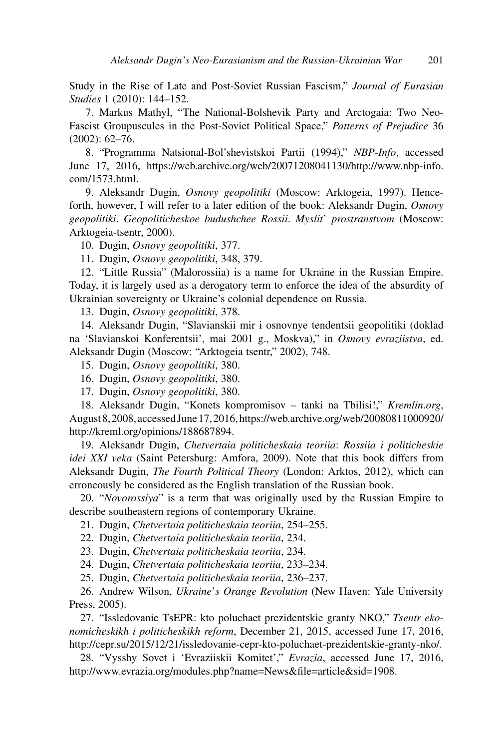Study in the Rise of Late and Post-Soviet Russian Fascism," *Journal of Eurasian Studies* 1 (2010): 144–152.

7. Markus Mathyl, "The National-Bolshevik Party and Arctogaia: Two Neo-Fascist Groupuscules in the Post-Soviet Political Space," *Patterns of Prejudice* 36 (2002): 62–76.

8. "Programma Natsional-Bol'shevistskoi Partii (1994)," *NBP-Info*, accessed June 17, 2016, https://web.archive.org/web/20071208041130/http://www.nbp-info.com/1573.html.

9. Aleksandr Dugin, *Osnovy geopolitiki* (Moscow: Arktogeia, 1997). Henceforth, however, I will refer to a later edition of the book: Aleksandr Dugin, *Osnovy geopolitiki*. *Geopoliticheskoe budushchee Rossii*. *Myslit' prostranstvom* (Moscow: Arktogeia-tsentr, 2000).

10. Dugin, *Osnovy geopolitiki*, 377.

11. Dugin, *Osnovy geopolitiki*, 348, 379.

12. "Little Russia" (Malorossiia) is a name for Ukraine in the Russian Empire. Today, it is largely used as a derogatory term to enforce the idea of the absurdity of Ukrainian sovereignty or Ukraine's colonial dependence on Russia.

13. Dugin, *Osnovy geopolitiki*, 378.

14. Aleksandr Dugin, "Slavianskii mir i osnovnye tendentsii geopolitiki (doklad na 'Slavianskoi Konferentsii', mai 2001 g., Moskva)," in *Osnovy evraziistva*, ed. Aleksandr Dugin (Moscow: "Arktogeia tsentr," 2002), 748.

15. Dugin, *Osnovy geopolitiki*, 380.

16. Dugin, *Osnovy geopolitiki*, 380.

17. Dugin, *Osnovy geopolitiki*, 380.

18. Aleksandr Dugin, "Konets kompromisov – tanki na Tbilisi!," *Kremlin.org*, August 8, 2008, accessed June 17, 2016, https://web.archive.org/web/20080811000920/http://kreml.org/opinions/188687894.

19. Aleksandr Dugin, *Chetvertaia politicheskaia teoriia*: *Rossiia i politicheskie idei XXI veka* (Saint Petersburg: Amfora, 2009). Note that this book differs from Aleksandr Dugin, *The Fourth Political Theory* (London: Arktos, 2012), which can erroneously be considered as the English translation of the Russian book.

20. "*Novorossiya*" is a term that was originally used by the Russian Empire to describe southeastern regions of contemporary Ukraine.

21. Dugin, *Chetvertaia politicheskaia teoriia*, 254–255.

22. Dugin, *Chetvertaia politicheskaia teoriia*, 234.

23. Dugin, *Chetvertaia politicheskaia teoriia*, 234.

24. Dugin, *Chetvertaia politicheskaia teoriia*, 233–234.

25. Dugin, *Chetvertaia politicheskaia teoriia*, 236–237.

26. Andrew Wilson, *Ukraine's Orange Revolution* (New Haven: Yale University Press, 2005).

27. "Issledovanie TsEPR: kto poluchaet prezidentskie granty NKO," *Tsentr ekonomicheskikh i politicheskikh reform*, December 21, 2015, accessed June 17, 2016, http://cepr.su/2015/12/21/issledovanie-cepr-kto-poluchaet-prezidentskie-granty-nko/.

28. "Vysshy Sovet i 'Evraziiskii Komitet'," *Evrazia*, accessed June 17, 2016, http://www.evrazia.org/modules.php?name=News&file=article&sid=1908.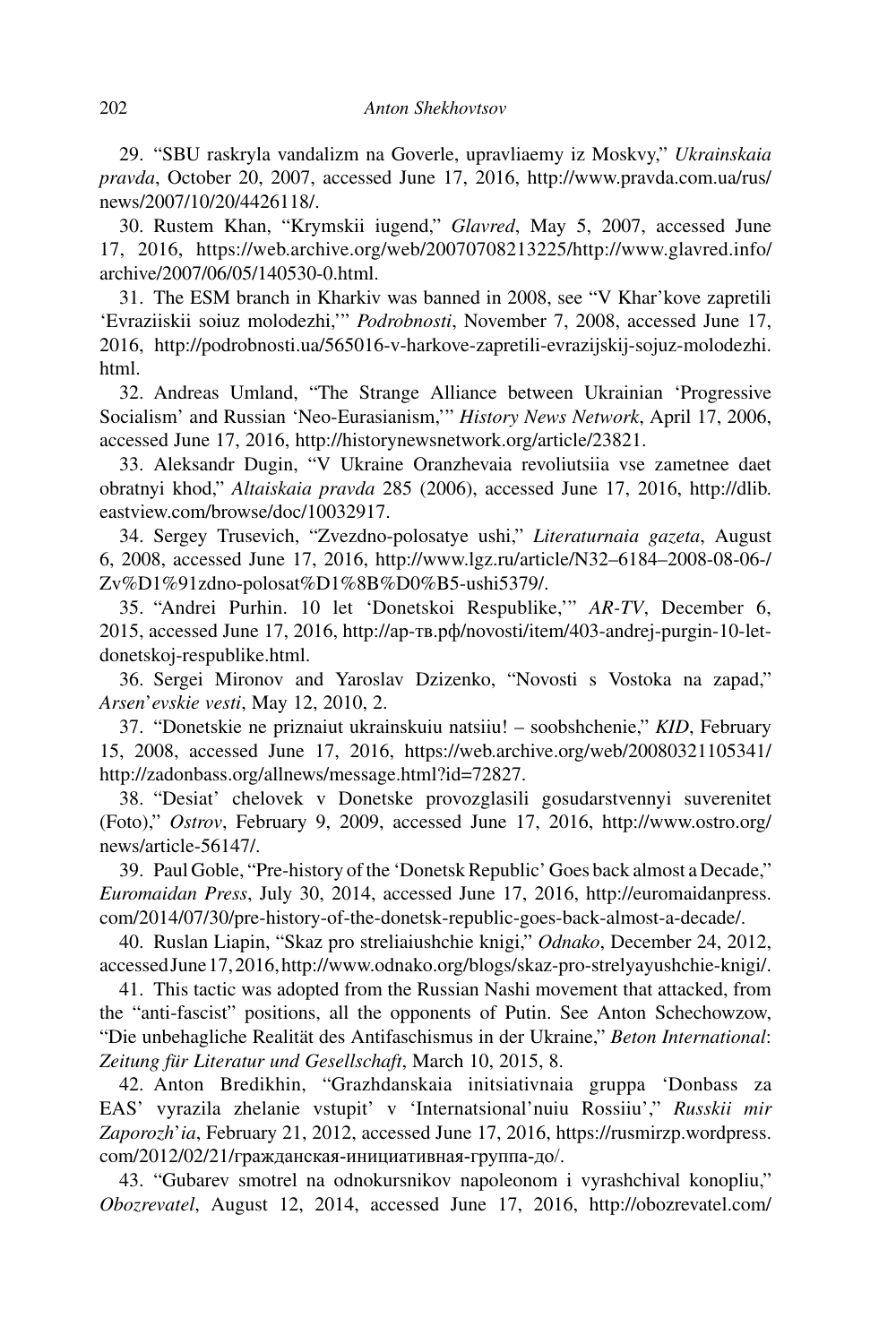29. "SBU raskryla vandalizm na Goverle, upravliaemy iz Moskvy," *Ukrainskaia pravda*, October 20, 2007, accessed June 17, 2016, http://www.pravda.com.ua/rus/news/2007/10/20/4426118/.

30. Rustem Khan, "Krymskii iugend," *Glavred*, May 5, 2007, accessed June 17, 2016, https://web.archive.org/web/20070708213225/http://www.glavred.info/archive/2007/06/05/140530-0.html.

31. The ESM branch in Kharkiv was banned in 2008, see "V Khar'kove zapretili 'Evraziiskii soiuz molodezhi,'" *Podrobnosti*, November 7, 2008, accessed June 17, 2016, http://podrobnosti.ua/565016-v-harkove-zapretili-evrazijskij-sojuz-molodezhi.html.

32. Andreas Umland, "The Strange Alliance between Ukrainian 'Progressive Socialism' and Russian 'Neo-Eurasianism,'" *History News Network*, April 17, 2006, accessed June 17, 2016, http://historynewsnetwork.org/article/23821.

33. Aleksandr Dugin, "V Ukraine Oranzhevaia revoliutsiia vse zametnee daet obratnyi khod," *Altaiskaia pravda* 285 (2006), accessed June 17, 2016, http://dlib.eastview.com/browse/doc/10032917.

34. Sergey Trusevich, "Zvezdno-polosatye ushi," *Literaturnaia gazeta*, August 6, 2008, accessed June 17, 2016, http://www.lgz.ru/article/N32–6184–2008-08-06-/Zv%D1%91zdno-polosat%D1%8B%D0%B5-ushi5379/.

35. "Andrei Purhin. 10 let 'Donetskoi Respublike,'" *AR-TV*, December 6, 2015, accessed June 17, 2016, http://ар-тв.рф/novosti/item/403-andrej-purgin-10-let-donetskoj-respublike.html.

36. Sergei Mironov and Yaroslav Dzizenko, "Novosti s Vostoka na zapad," *Arsen'evskie vesti*, May 12, 2010, 2.

37. "Donetskie ne priznaiut ukrainskuiu natsiiu! – soobshchenie," *KID*, February 15, 2008, accessed June 17, 2016, https://web.archive.org/web/20080321105341/http://zadonbass.org/allnews/message.html?id=72827.

38. "Desiat' chelovek v Donetske provozglasili gosudarstvennyi suverenitet (Foto)," *Ostrov*, February 9, 2009, accessed June 17, 2016, http://www.ostro.org/news/article-56147/.

39. Paul Goble, "Pre-history of the 'Donetsk Republic' Goes back almost a Decade," *Euromaidan Press*, July 30, 2014, accessed June 17, 2016, http://euromaidanpress.com/2014/07/30/pre-history-of-the-donetsk-republic-goes-back-almost-a-decade/.

40. Ruslan Liapin, "Skaz pro streliaiushchie knigi," *Odnako*, December 24, 2012, accessed June 17, 2016, http://www.odnako.org/blogs/skaz-pro-strelyayushchie-knigi/.

41. This tactic was adopted from the Russian Nashi movement that attacked, from the "anti-fascist" positions, all the opponents of Putin. See Anton Schechowzow, "Die unbehagliche Realität des Antifaschismus in der Ukraine," *Beton International: Zeitung für Literatur und Gesellschaft*, March 10, 2015, 8.

42. Anton Bredikhin, "Grazhdanskaia initsiativnaia gruppa 'Donbass za EAS' vyrazila zhelanie vstupit' v 'Internatsional'nuiu Rossiiu'," *Russkii mir Zaporozh'ia*, February 21, 2012, accessed June 17, 2016, https://rusmirzp.wordpress.com/2012/02/21/гражданская-инициативная-группа-до/.

43. "Gubarev smotrel na odnokursnikov napoleonom i vyrashchival konopliu," *Obozrevatel*, August 12, 2014, accessed June 17, 2016, http://obozrevatel.com/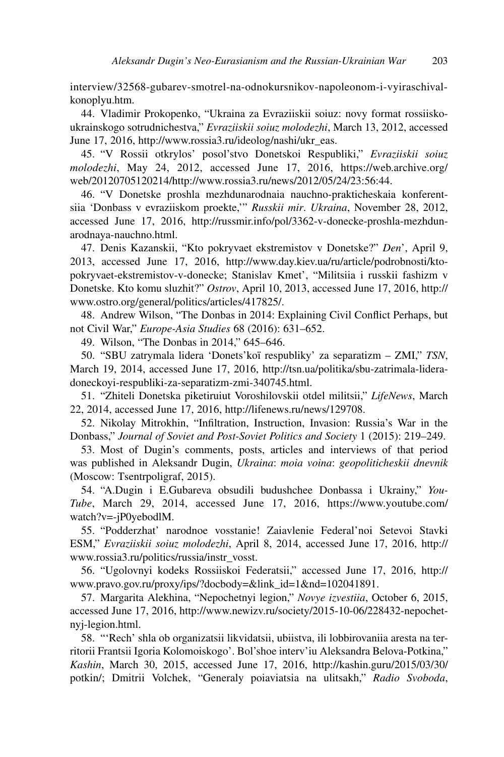interview/32568-gubarev-smotrel-na-odnokursnikov-napoleonom-i-vyiraschival-konoplyu.htm.

44. Vladimir Prokopenko, "Ukraina za Evraziiskii soiuz: novy format rossiisko-ukrainskogo sotrudnichestva," *Evraziiskii soiuz molodezhi*, March 13, 2012, accessed June 17, 2016, http://www.rossia3.ru/ideolog/nashi/ukr_eas.

45. "V Rossii otkrylos' posol'stvo Donetskoi Respubliki," *Evraziiskii soiuz molodezhi*, May 24, 2012, accessed June 17, 2016, https://web.archive.org/web/20120705120214/http://www.rossia3.ru/news/2012/05/24/23:56:44.

46. "V Donetske proshla mezhdunarodnaia nauchno-prakticheskaia konferentsiia 'Donbass v evraziiskom proekte,'" *Russkii mir. Ukraina*, November 28, 2012, accessed June 17, 2016, http://russmir.info/pol/3362-v-donecke-proshla-mezhdunarodnaya-nauchno.html.

47. Denis Kazanskii, "Kto pokryvaet ekstremistov v Donetske?" *Den'*, April 9, 2013, accessed June 17, 2016, http://www.day.kiev.ua/ru/article/podrobnosti/kto-pokryvaet-ekstremistov-v-donecke; Stanislav Kmet', "Militsiia i russkii fashizm v Donetske. Kto komu sluzhit?" *Ostrov*, April 10, 2013, accessed June 17, 2016, http://www.ostro.org/general/politics/articles/417825/.

48. Andrew Wilson, "The Donbas in 2014: Explaining Civil Conflict Perhaps, but not Civil War," *Europe-Asia Studies* 68 (2016): 631–652.

49. Wilson, "The Donbas in 2014," 645–646.

50. "SBU zatrymala lidera 'Donets'koï respubliky' za separatyzm – ZMI," *TSN*, March 19, 2014, accessed June 17, 2016, http://tsn.ua/politika/sbu-zatrimala-lidera-doneckoyi-respubliki-za-separatizm-zmi-340745.html.

51. "Zhiteli Donetska piketiruiut Voroshilovskii otdel militsii," *LifeNews*, March 22, 2014, accessed June 17, 2016, http://lifenews.ru/news/129708.

52. Nikolay Mitrokhin, "Infiltration, Instruction, Invasion: Russia's War in the Donbass," *Journal of Soviet and Post-Soviet Politics and Society* 1 (2015): 219–249.

53. Most of Dugin's comments, posts, articles and interviews of that period was published in Aleksandr Dugin, *Ukraina*: *moia voina*: *geopoliticheskii dnevnik* (Moscow: Tsentrpoligraf, 2015).

54. "A.Dugin i E.Gubareva obsudili budushchee Donbassa i Ukrainy," *YouTube*, March 29, 2014, accessed June 17, 2016, https://www.youtube.com/watch?v=-jP0yebodlM.

55. "Podderzhat' narodnoe vosstanie! Zaiavlenie Federal'noi Setevoi Stavki ESM," *Evraziiskii soiuz molodezhi*, April 8, 2014, accessed June 17, 2016, http://www.rossia3.ru/politics/russia/instr_vosst.

56. "Ugolovnyi kodeks Rossiiskoi Federatsii," accessed June 17, 2016, http://www.pravo.gov.ru/proxy/ips/?docbody=&link_id=1&nd=102041891.

57. Margarita Alekhina, "Nepochetnyi legion," *Novye izvestiia*, October 6, 2015, accessed June 17, 2016, http://www.newizv.ru/society/2015-10-06/228432-nepochetnyj-legion.html.

58. "'Rech' shla ob organizatsii likvidatsii, ubiistva, ili lobbirovaniia aresta na territorii Frantsii Igoria Kolomoiskogo'. Bol'shoe interv'iu Aleksandra Belova-Potkina," *Kashin*, March 30, 2015, accessed June 17, 2016, http://kashin.guru/2015/03/30/potkin/; Dmitrii Volchek, "Generaly poiaviatsia na ulitsakh," *Radio Svoboda*,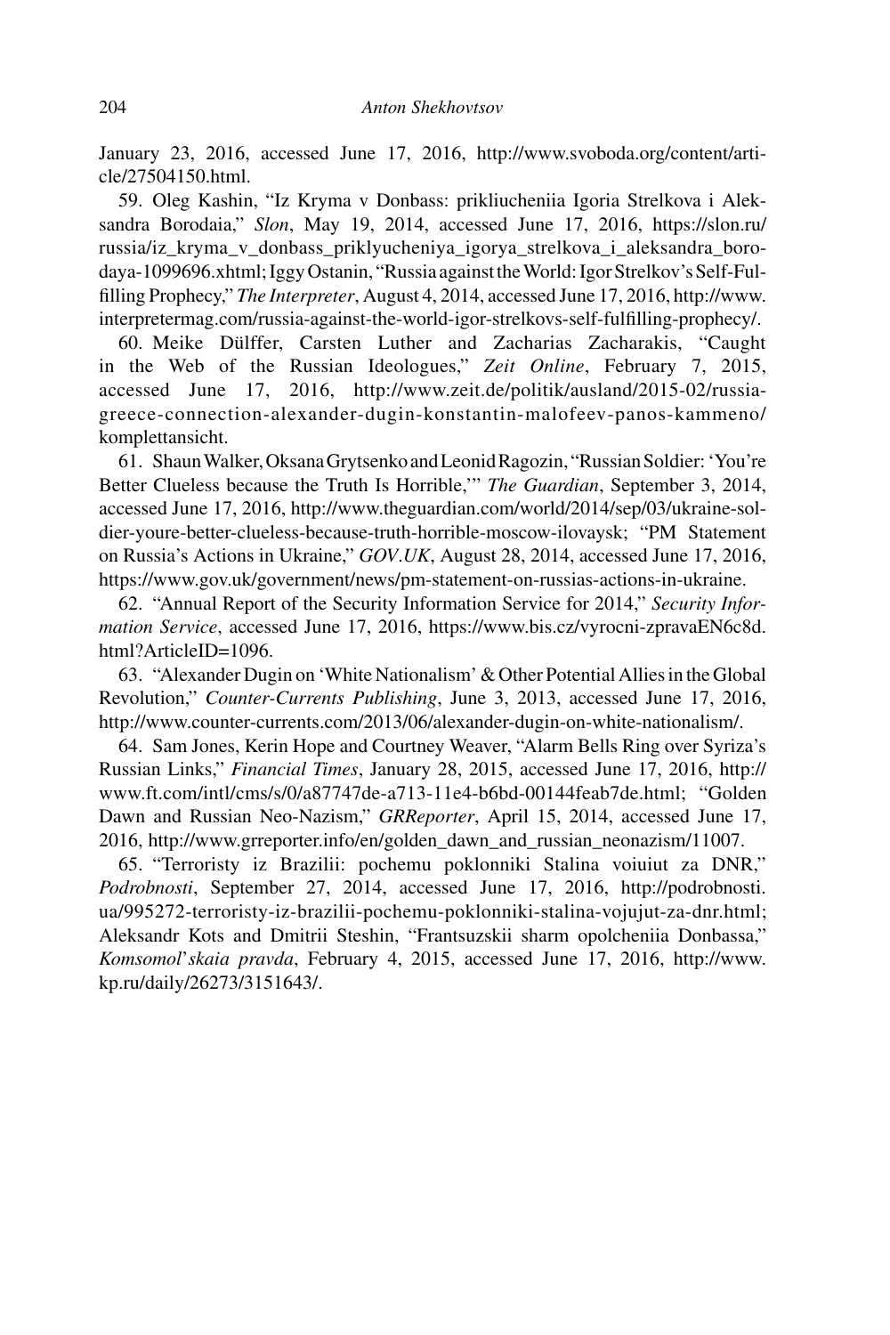January 23, 2016, accessed June 17, 2016, http://www.svoboda.org/content/article/27504150.html.

59. Oleg Kashin, "Iz Kryma v Donbass: prikliucheniia Igoria Strelkova i Aleksandra Borodaia," *Slon*, May 19, 2014, accessed June 17, 2016, https://slon.ru/russia/iz_kryma_v_donbass_priklyucheniya_igorya_strelkova_i_aleksandra_borodaya-1099696.xhtml; Iggy Ostanin, "Russia against the World: Igor Strelkov's Self-Fulfilling Prophecy," *The Interpreter*, August 4, 2014, accessed June 17, 2016, http://www.interpretermag.com/russia-against-the-world-igor-strelkovs-self-fulfilling-prophecy/.

60. Meike Dülffer, Carsten Luther and Zacharias Zacharakis, "Caught in the Web of the Russian Ideologues," *Zeit Online*, February 7, 2015, accessed June 17, 2016, http://www.zeit.de/politik/ausland/2015-02/russia-greece-connection-alexander-dugin-konstantin-malofeev-panos-kammeno/komplettansicht.

61. Shaun Walker, Oksana Grytsenko and Leonid Ragozin, "Russian Soldier: 'You're Better Clueless because the Truth Is Horrible,'" *The Guardian*, September 3, 2014, accessed June 17, 2016, http://www.theguardian.com/world/2014/sep/03/ukraine-soldier-youre-better-clueless-because-truth-horrible-moscow-ilovaysk; "PM Statement on Russia's Actions in Ukraine," *GOV.UK*, August 28, 2014, accessed June 17, 2016, https://www.gov.uk/government/news/pm-statement-on-russias-actions-in-ukraine.

62. "Annual Report of the Security Information Service for 2014," *Security Information Service*, accessed June 17, 2016, https://www.bis.cz/vyrocni-zpravaEN6c8d.html?ArticleID=1096.

63. "Alexander Dugin on 'White Nationalism' & Other Potential Allies in the Global Revolution," *Counter-Currents Publishing*, June 3, 2013, accessed June 17, 2016, http://www.counter-currents.com/2013/06/alexander-dugin-on-white-nationalism/.

64. Sam Jones, Kerin Hope and Courtney Weaver, "Alarm Bells Ring over Syriza's Russian Links," *Financial Times*, January 28, 2015, accessed June 17, 2016, http://www.ft.com/intl/cms/s/0/a87747de-a713-11e4-b6bd-00144feab7de.html; "Golden Dawn and Russian Neo-Nazism," *GRReporter*, April 15, 2014, accessed June 17, 2016, http://www.grreporter.info/en/golden_dawn_and_russian_neonazism/11007.

65. "Terroristy iz Brazilii: pochemu poklonniki Stalina voiuiut za DNR," *Podrobnosti*, September 27, 2014, accessed June 17, 2016, http://podrobnosti.ua/995272-terroristy-iz-brazilii-pochemu-poklonniki-stalina-vojujut-za-dnr.html; Aleksandr Kots and Dmitrii Steshin, "Frantsuzskii sharm opolcheniia Donbassa," *Komsomol'skaia pravda*, February 4, 2015, accessed June 17, 2016, http://www.kp.ru/daily/26273/3151643/.